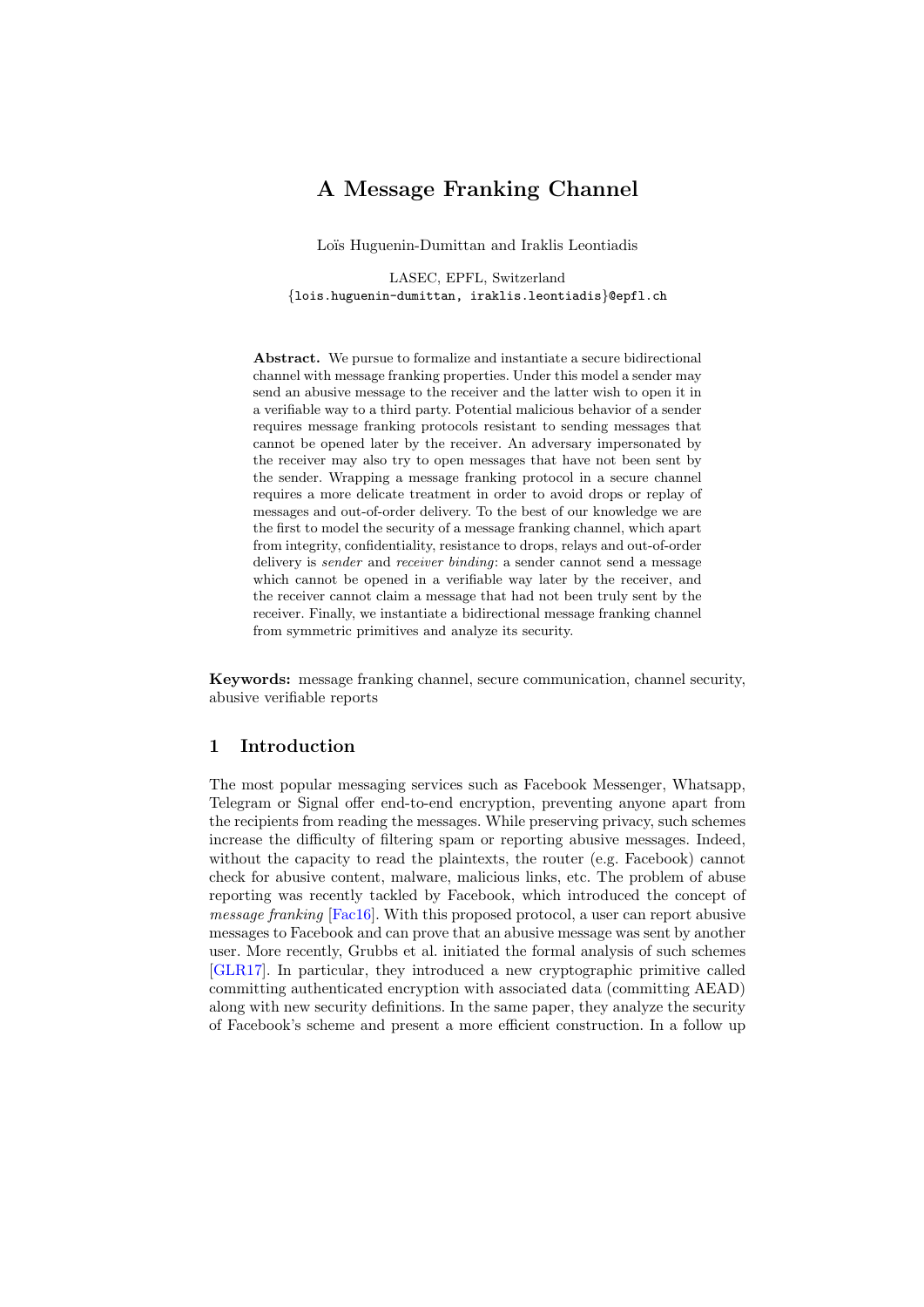# A Message Franking Channel

Loïs Huguenin-Dumittan and Iraklis Leontiadis

LASEC, EPFL, Switzerland
{lois.huguenin-dumittan, iraklis.leontiadis}@epfl.ch

**Abstract.** We pursue to formalize and instantiate a secure bidirectional channel with message franking properties. Under this model a sender may send an abusive message to the receiver and the latter wish to open it in a verifiable way to a third party. Potential malicious behavior of a sender requires message franking protocols resistant to sending messages that cannot be opened later by the receiver. An adversary impersonated by the receiver may also try to open messages that have not been sent by the sender. Wrapping a message franking protocol in a secure channel requires a more delicate treatment in order to avoid drops or replay of messages and out-of-order delivery. To the best of our knowledge we are the first to model the security of a message franking channel, which apart from integrity, confidentiality, resistance to drops, relays and out-of-order delivery is *sender* and *receiver binding*: a sender cannot send a message which cannot be opened in a verifiable way later by the receiver, and the receiver cannot claim a message that had not been truly sent by the receiver. Finally, we instantiate a bidirectional message franking channel from symmetric primitives and analyze its security.

**Keywords:** message franking channel, secure communication, channel security, abusive verifiable reports

## 1 Introduction

The most popular messaging services such as Facebook Messenger, Whatsapp, Telegram or Signal offer end-to-end encryption, preventing anyone apart from the recipients from reading the messages. While preserving privacy, such schemes increase the difficulty of filtering spam or reporting abusive messages. Indeed, without the capacity to read the plaintexts, the router (e.g. Facebook) cannot check for abusive content, malware, malicious links, etc. The problem of abuse reporting was recently tackled by Facebook, which introduced the concept of *message franking* [Fac16]. With this proposed protocol, a user can report abusive messages to Facebook and can prove that an abusive message was sent by another user. More recently, Grubbs et al. initiated the formal analysis of such schemes [GLR17]. In particular, they introduced a new cryptographic primitive called committing authenticated encryption with associated data (committing AEAD) along with new security definitions. In the same paper, they analyze the security of Facebook's scheme and present a more efficient construction. In a follow up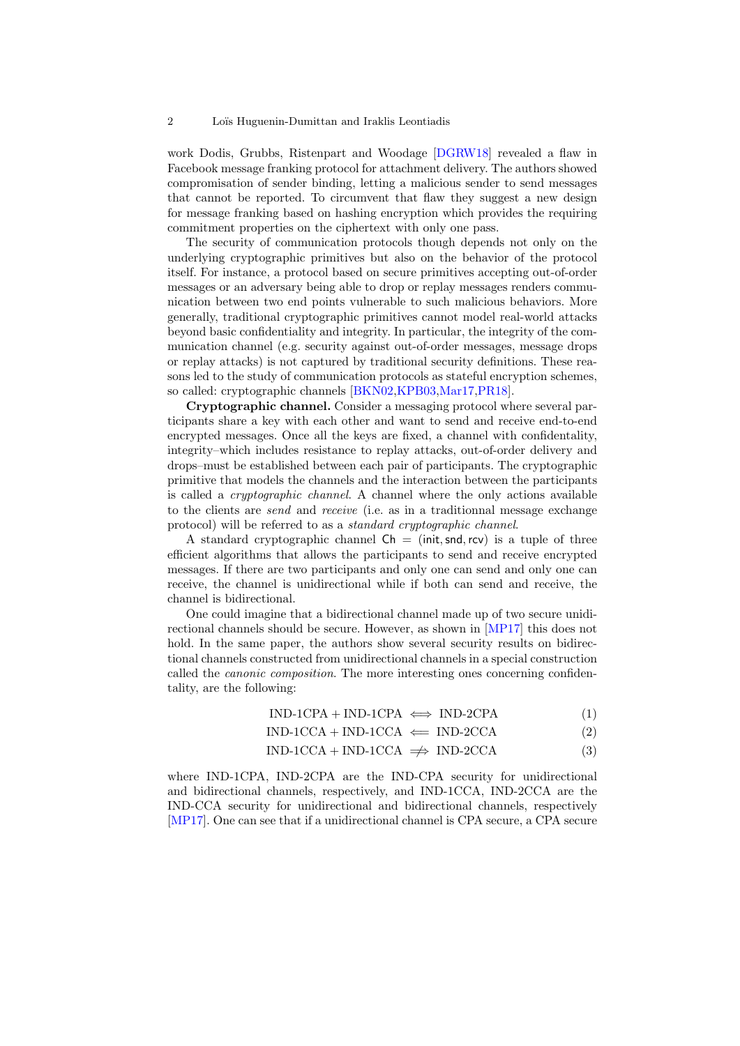work Dodis, Grubbs, Ristenpart and Woodage [DGRW18] revealed a flaw in Facebook message franking protocol for attachment delivery. The authors showed compromisation of sender binding, letting a malicious sender to send messages that cannot be reported. To circumvent that flaw they suggest a new design for message franking based on hashing encryption which provides the requiring commitment properties on the ciphertext with only one pass.

The security of communication protocols though depends not only on the underlying cryptographic primitives but also on the behavior of the protocol itself. For instance, a protocol based on secure primitives accepting out-of-order messages or an adversary being able to drop or replay messages renders communication between two end points vulnerable to such malicious behaviors. More generally, traditional cryptographic primitives cannot model real-world attacks beyond basic confidentiality and integrity. In particular, the integrity of the communication channel (e.g. security against out-of-order messages, message drops or replay attacks) is not captured by traditional security definitions. These reasons led to the study of communication protocols as stateful encryption schemes, so called: cryptographic channels [BKN02,KPB03,Mar17,PR18].

**Cryptographic channel.** Consider a messaging protocol where several participants share a key with each other and want to send and receive end-to-end encrypted messages. Once all the keys are fixed, a channel with confidentiality, integrity–which includes resistance to replay attacks, out-of-order delivery and drops–must be established between each pair of participants. The cryptographic primitive that models the channels and the interaction between the participants is called a *cryptographic channel*. A channel where the only actions available to the clients are *send* and *receive* (i.e. as in a traditionnal message exchange protocol) will be referred to as a *standard cryptographic channel*.

A standard cryptographic channel $\mathsf{Ch} = (\mathsf{init}, \mathsf{snd}, \mathsf{rcv})$ is a tuple of three efficient algorithms that allows the participants to send and receive encrypted messages. If there are two participants and only one can send and only one can receive, the channel is unidirectional while if both can send and receive, the channel is bidirectional.

One could imagine that a bidirectional channel made up of two secure unidirectional channels should be secure. However, as shown in [MP17] this does not hold. In the same paper, the authors show several security results on bidirectional channels constructed from unidirectional channels in a special construction called the *canonic composition*. The more interesting ones concerning confidentality, are the following:

$$\text{IND-1CPA} + \text{IND-1CPA} \iff \text{IND-2CPA} \tag{1}$$

$$\text{IND-1CCA} + \text{IND-1CCA} \Longleftarrow \text{IND-2CCA} \tag{2}$$

$$\text{IND-1CCA} + \text{IND-1CCA} \not\Longrightarrow \text{IND-2CCA} \tag{3}$$

where IND-1CPA, IND-2CPA are the IND-CPA security for unidirectional and bidirectional channels, respectively, and IND-1CCA, IND-2CCA are the IND-CCA security for unidirectional and bidirectional channels, respectively [MP17]. One can see that if a unidirectional channel is CPA secure, a CPA secure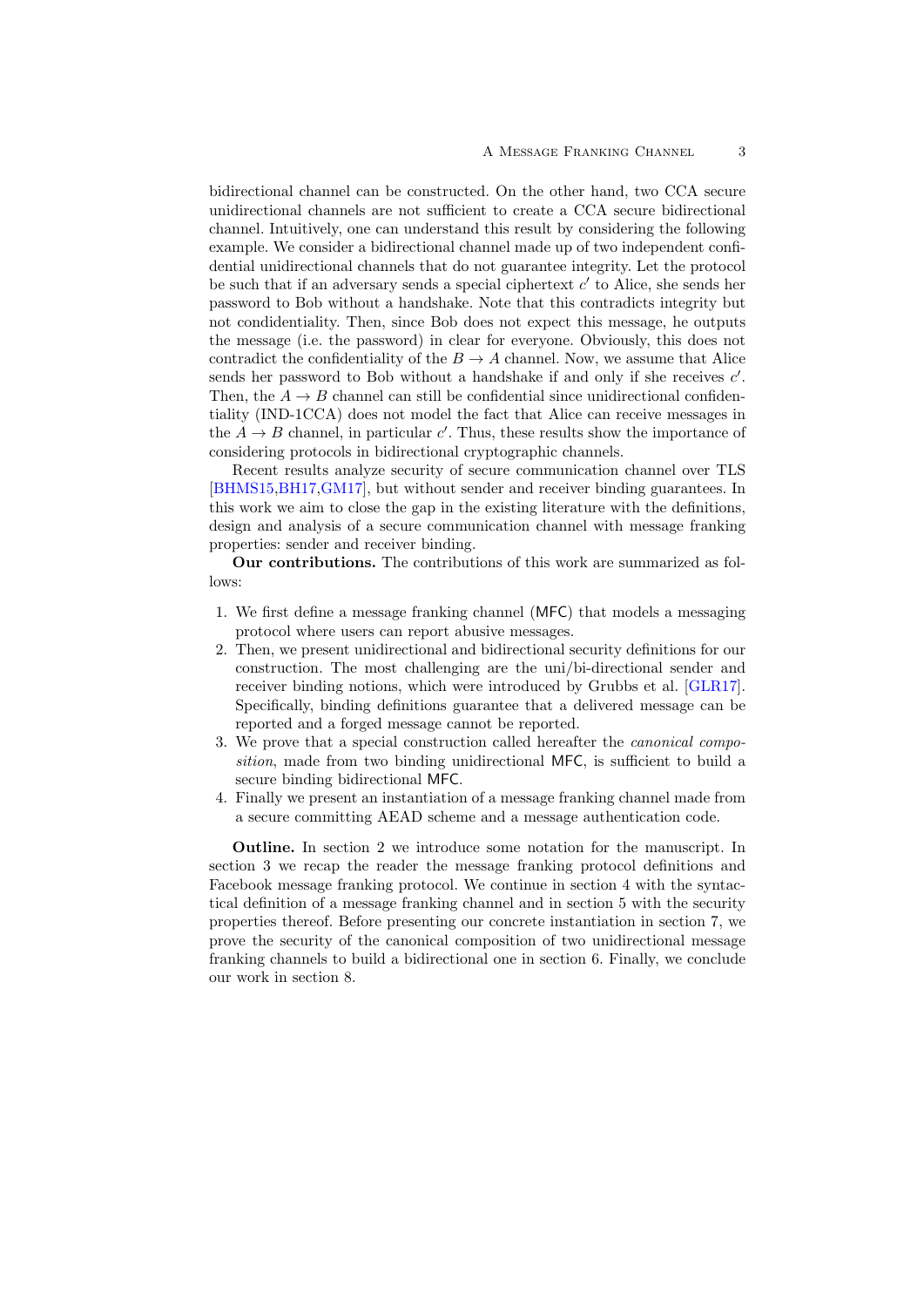bidirectional channel can be constructed. On the other hand, two CCA secure unidirectional channels are not sufficient to create a CCA secure bidirectional channel. Intuitively, one can understand this result by considering the following example. We consider a bidirectional channel made up of two independent confidential unidirectional channels that do not guarantee integrity. Let the protocol be such that if an adversary sends a special ciphertext $c'$ to Alice, she sends her password to Bob without a handshake. Note that this contradicts integrity but not condidentiality. Then, since Bob does not expect this message, he outputs the message (i.e. the password) in clear for everyone. Obviously, this does not contradict the confidentiality of the $B \rightarrow A$ channel. Now, we assume that Alice sends her password to Bob without a handshake if and only if she receives $c'$. Then, the $A \rightarrow B$ channel can still be confidential since unidirectional confidentiality (IND-1CCA) does not model the fact that Alice can receive messages in the $A \rightarrow B$ channel, in particular $c'$. Thus, these results show the importance of considering protocols in bidirectional cryptographic channels.

Recent results analyze security of secure communication channel over TLS [BHMS15,BH17,GM17], but without sender and receiver binding guarantees. In this work we aim to close the gap in the existing literature with the definitions, design and analysis of a secure communication channel with message franking properties: sender and receiver binding.

**Our contributions.** The contributions of this work are summarized as follows:

1. We first define a message franking channel (MFC) that models a messaging protocol where users can report abusive messages.
2. Then, we present unidirectional and bidirectional security definitions for our construction. The most challenging are the uni/bi-directional sender and receiver binding notions, which were introduced by Grubbs et al. [GLR17]. Specifically, binding definitions guarantee that a delivered message can be reported and a forged message cannot be reported.
3. We prove that a special construction called hereafter the *canonical composition*, made from two binding unidirectional MFC, is sufficient to build a secure binding bidirectional MFC.
4. Finally we present an instantiation of a message franking channel made from a secure committing AEAD scheme and a message authentication code.

**Outline.** In section 2 we introduce some notation for the manuscript. In section 3 we recap the reader the message franking protocol definitions and Facebook message franking protocol. We continue in section 4 with the syntactical definition of a message franking channel and in section 5 with the security properties thereof. Before presenting our concrete instantiation in section 7, we prove the security of the canonical composition of two unidirectional message franking channels to build a bidirectional one in section 6. Finally, we conclude our work in section 8.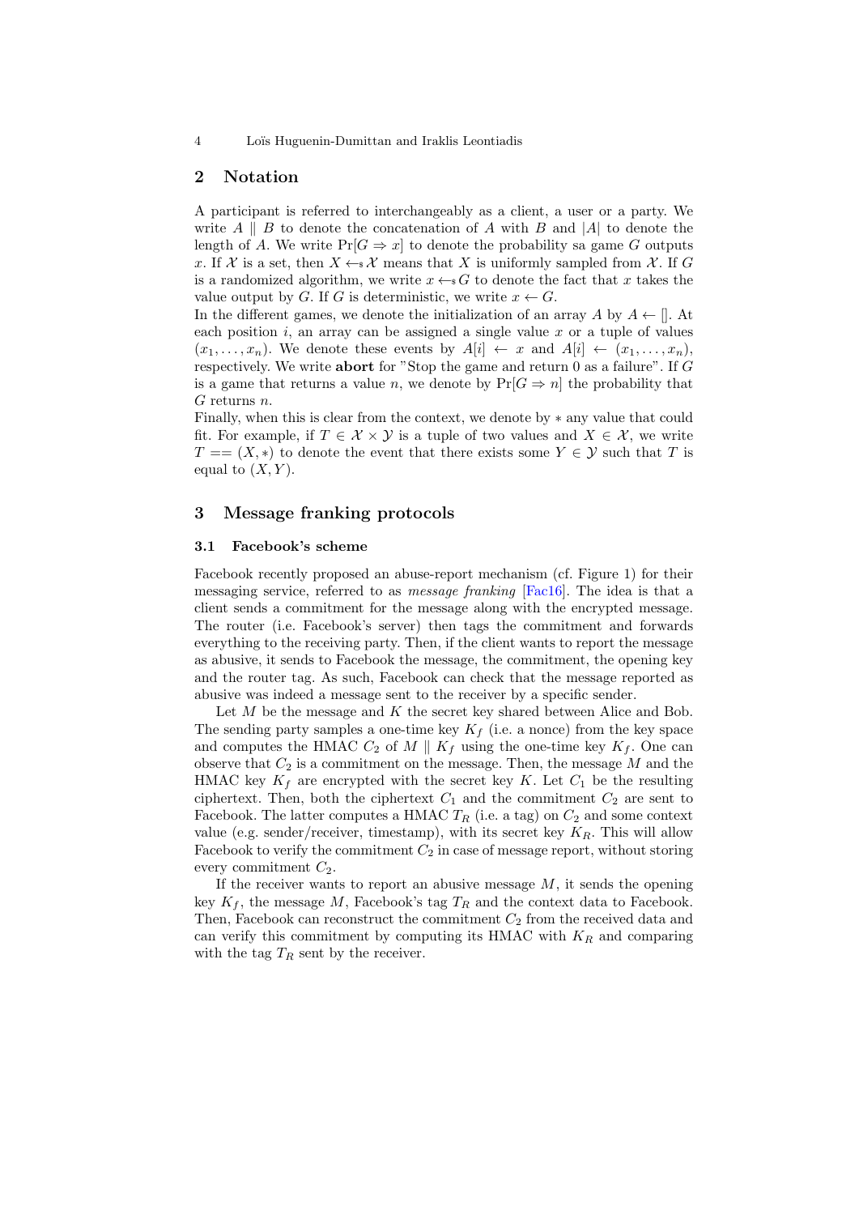## 2 Notation

A participant is referred to interchangeably as a client, a user or a party. We write $A \parallel B$ to denote the concatenation of $A$ with $B$ and $|A|$ to denote the length of $A$. We write $\Pr[G \Rightarrow x]$ to denote the probability sa game $G$ outputs $x$. If $\mathcal{X}$ is a set, then $X \leftarrow\!\!\$\, \mathcal{X}$ means that $X$ is uniformly sampled from $\mathcal{X}$. If $G$ is a randomized algorithm, we write $x \leftarrow\!\!\$\, G$ to denote the fact that $x$ takes the value output by $G$. If $G$ is deterministic, we write $x \leftarrow G$.

In the different games, we denote the initialization of an array $A$ by $A \leftarrow []$. At each position $i$, an array can be assigned a single value $x$ or a tuple of values $(x_1, \ldots, x_n)$. We denote these events by $A[i] \leftarrow x$ and $A[i] \leftarrow (x_1, \ldots, x_n)$, respectively. We write **abort** for "Stop the game and return 0 as a failure". If $G$ is a game that returns a value $n$, we denote by $\Pr[G \Rightarrow n]$ the probability that $G$ returns $n$.

Finally, when this is clear from the context, we denote by $*$ any value that could fit. For example, if $T \in \mathcal{X} \times \mathcal{Y}$ is a tuple of two values and $X \in \mathcal{X}$, we write $T == (X, *)$ to denote the event that there exists some $Y \in \mathcal{Y}$ such that $T$ is equal to $(X, Y)$.

## 3 Message franking protocols

### 3.1 Facebook's scheme

Facebook recently proposed an abuse-report mechanism (cf. Figure 1) for their messaging service, referred to as *message franking* [Fac16]. The idea is that a client sends a commitment for the message along with the encrypted message. The router (i.e. Facebook's server) then tags the commitment and forwards everything to the receiving party. Then, if the client wants to report the message as abusive, it sends to Facebook the message, the commitment, the opening key and the router tag. As such, Facebook can check that the message reported as abusive was indeed a message sent to the receiver by a specific sender.

Let $M$ be the message and $K$ the secret key shared between Alice and Bob. The sending party samples a one-time key $K_f$ (i.e. a nonce) from the key space and computes the HMAC $C_2$ of $M \parallel K_f$ using the one-time key $K_f$. One can observe that $C_2$ is a commitment on the message. Then, the message $M$ and the HMAC key $K_f$ are encrypted with the secret key $K$. Let $C_1$ be the resulting ciphertext. Then, both the ciphertext $C_1$ and the commitment $C_2$ are sent to Facebook. The latter computes a HMAC $T_R$ (i.e. a tag) on $C_2$ and some context value (e.g. sender/receiver, timestamp), with its secret key $K_R$. This will allow Facebook to verify the commitment $C_2$ in case of message report, without storing every commitment $C_2$.

If the receiver wants to report an abusive message $M$, it sends the opening key $K_f$, the message $M$, Facebook's tag $T_R$ and the context data to Facebook. Then, Facebook can reconstruct the commitment $C_2$ from the received data and can verify this commitment by computing its HMAC with $K_R$ and comparing with the tag $T_R$ sent by the receiver.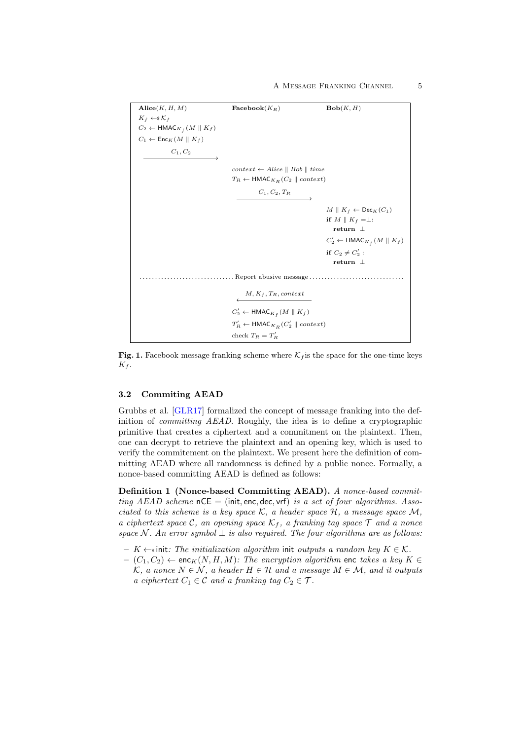| **Alice**$(K, H, M)$ | **Facebook**$(K_R)$ | **Bob**$(K, H)$ |
|---|---|---|
| $K_f \leftarrow\!\!\$\ \mathcal{K}_f$ | | |
| $C_2 \leftarrow \mathsf{HMAC}_{K_f}(M \parallel K_f)$ | | |
| $C_1 \leftarrow \mathsf{Enc}_K(M \parallel K_f)$ | | |
| $\xrightarrow{\quad C_1, C_2 \quad}$ | | |
| | $context \leftarrow Alice \parallel Bob \parallel time$ | |
| | $T_R \leftarrow \mathsf{HMAC}_{K_R}(C_2 \parallel context)$ | |
| | $\xrightarrow{\quad C_1, C_2, T_R \quad}$ | |
| | | $M \parallel K_f \leftarrow \mathsf{Dec}_K(C_1)$ |
| | | **if** $M \parallel K_f = \perp$: **return** $\perp$ |
| | | $C_2' \leftarrow \mathsf{HMAC}_{K_f}(M \parallel K_f)$ |
| | | **if** $C_2 \neq C_2'$ : **return** $\perp$ |
| | Report abusive message | |
| | $\xleftarrow{\quad M, K_f, T_R, context \quad}$ | |
| | $C_2' \leftarrow \mathsf{HMAC}_{K_f}(M \parallel K_f)$ | |
| | $T_R' \leftarrow \mathsf{HMAC}_{K_R}(C_2' \parallel context)$ | |
| | check $T_R = T_R'$ | |

**Fig. 1.** Facebook message franking scheme where $\mathcal{K}_f$ is the space for the one-time keys $K_f$.

### 3.2 Commiting AEAD

Grubbs et al. [GLR17] formalized the concept of message franking into the definition of *committing AEAD*. Roughly, the idea is to define a cryptographic primitive that creates a ciphertext and a commitment on the plaintext. Then, one can decrypt to retrieve the plaintext and an opening key, which is used to verify the commitement on the plaintext. We present here the definition of committing AEAD where all randomness is defined by a public nonce. Formally, a nonce-based committing AEAD is defined as follows:

**Definition 1 (Nonce-based Committing AEAD).** *A nonce-based committing AEAD scheme* $\mathsf{nCE} = (\mathsf{init}, \mathsf{enc}, \mathsf{dec}, \mathsf{vrf})$ *is a set of four algorithms. Associated to this scheme is a key space* $\mathcal{K}$*, a header space* $\mathcal{H}$*, a message space* $\mathcal{M}$*, a ciphertext space* $\mathcal{C}$*, an opening space* $\mathcal{K}_f$*, a franking tag space* $\mathcal{T}$ *and a nonce space* $\mathcal{N}$*. An error symbol* $\perp$ *is also required. The four algorithms are as follows:*

- $K \leftarrow\!\!\$\ \mathsf{init}$*: The initialization algorithm* $\mathsf{init}$ *outputs a random key* $K \in \mathcal{K}$*.*
- $(C_1, C_2) \leftarrow \mathsf{enc}_K(N, H, M)$*: The encryption algorithm* $\mathsf{enc}$ *takes a key* $K \in \mathcal{K}$*, a nonce* $N \in \mathcal{N}$*, a header* $H \in \mathcal{H}$ *and a message* $M \in \mathcal{M}$*, and it outputs a ciphertext* $C_1 \in \mathcal{C}$ *and a franking tag* $C_2 \in \mathcal{T}$*.*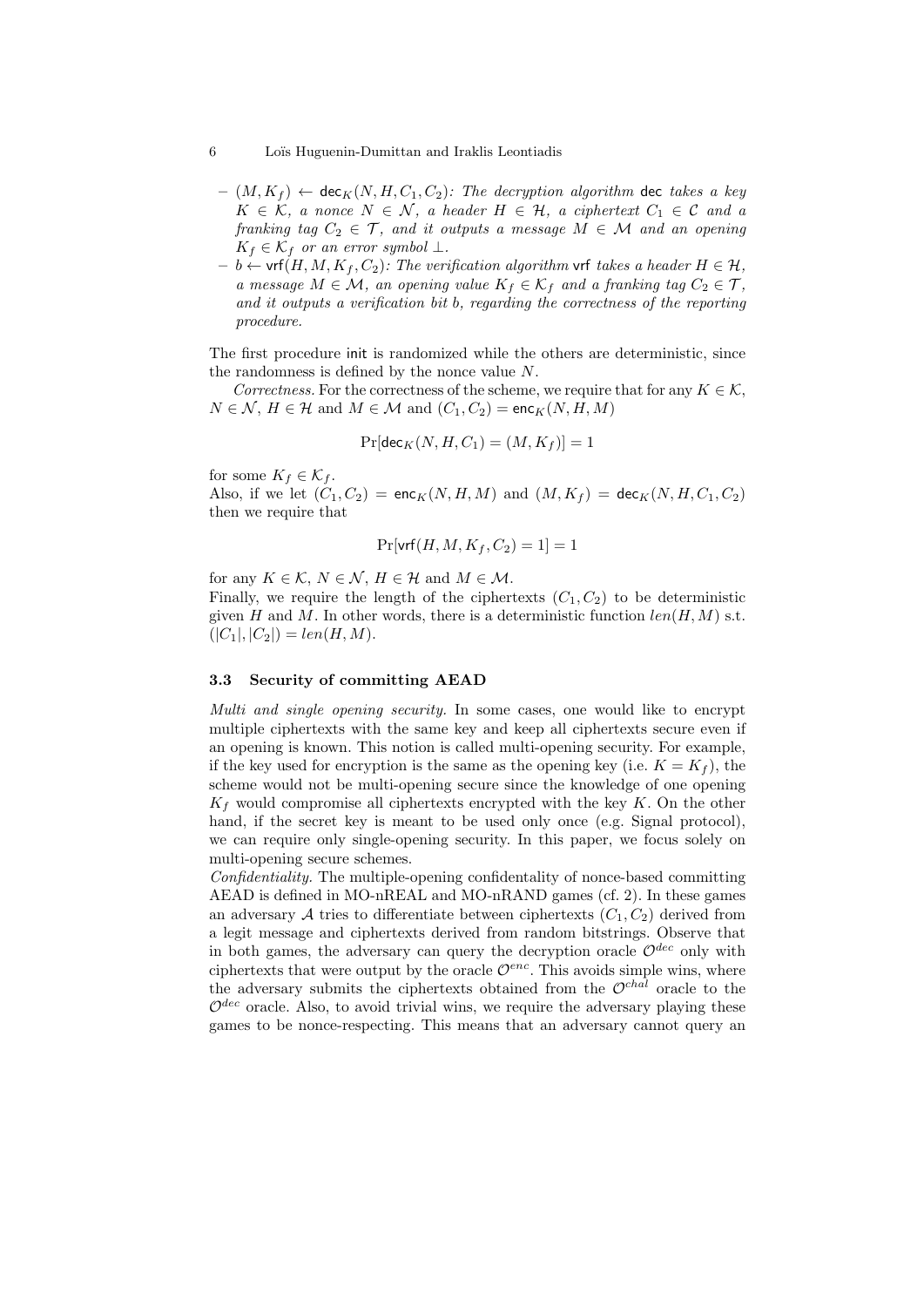- $(M, K_f) \leftarrow \mathsf{dec}_K(N, H, C_1, C_2)$: *The decryption algorithm* $\mathsf{dec}$ *takes a key* $K \in \mathcal{K}$*, a nonce* $N \in \mathcal{N}$*, a header* $H \in \mathcal{H}$*, a ciphertext* $C_1 \in \mathcal{C}$ *and a franking tag* $C_2 \in \mathcal{T}$*, and it outputs a message* $M \in \mathcal{M}$ *and an opening* $K_f \in \mathcal{K}_f$ *or an error symbol* $\perp$.
- $b \leftarrow \mathsf{vrf}(H, M, K_f, C_2)$: *The verification algorithm* $\mathsf{vrf}$ *takes a header* $H \in \mathcal{H}$*, a message* $M \in \mathcal{M}$*, an opening value* $K_f \in \mathcal{K}_f$ *and a franking tag* $C_2 \in \mathcal{T}$*, and it outputs a verification bit* $b$*, regarding the correctness of the reporting procedure.*

The first procedure $\mathsf{init}$ is randomized while the others are deterministic, since the randomness is defined by the nonce value $N$.

*Correctness.* For the correctness of the scheme, we require that for any $K \in \mathcal{K}$, $N \in \mathcal{N}$, $H \in \mathcal{H}$ and $M \in \mathcal{M}$ and $(C_1, C_2) = \mathsf{enc}_K(N, H, M)$

$$\Pr[\mathsf{dec}_K(N, H, C_1) = (M, K_f)] = 1$$

for some $K_f \in \mathcal{K}_f$.
Also, if we let $(C_1, C_2) = \mathsf{enc}_K(N, H, M)$ and $(M, K_f) = \mathsf{dec}_K(N, H, C_1, C_2)$ then we require that

$$\Pr[\mathsf{vrf}(H, M, K_f, C_2) = 1] = 1$$

for any $K \in \mathcal{K}$, $N \in \mathcal{N}$, $H \in \mathcal{H}$ and $M \in \mathcal{M}$.
Finally, we require the length of the ciphertexts $(C_1, C_2)$ to be deterministic given $H$ and $M$. In other words, there is a deterministic function $len(H, M)$ s.t. $(|C_1|, |C_2|) = len(H, M)$.

### 3.3 Security of committing AEAD

*Multi and single opening security.* In some cases, one would like to encrypt multiple ciphertexts with the same key and keep all ciphertexts secure even if an opening is known. This notion is called multi-opening security. For example, if the key used for encryption is the same as the opening key (i.e. $K = K_f$), the scheme would not be multi-opening secure since the knowledge of one opening $K_f$ would compromise all ciphertexts encrypted with the key $K$. On the other hand, if the secret key is meant to be used only once (e.g. Signal protocol), we can require only single-opening security. In this paper, we focus solely on multi-opening secure schemes.
*Confidentiality.* The multiple-opening confidentality of nonce-based committing AEAD is defined in MO-nREAL and MO-nRAND games (cf. 2). In these games an adversary $\mathcal{A}$ tries to differentiate between ciphertexts $(C_1, C_2)$ derived from a legit message and ciphertexts derived from random bitstrings. Observe that in both games, the adversary can query the decryption oracle $\mathcal{O}^{dec}$ only with ciphertexts that were output by the oracle $\mathcal{O}^{enc}$. This avoids simple wins, where the adversary submits the ciphertexts obtained from the $\mathcal{O}^{chal}$ oracle to the $\mathcal{O}^{dec}$ oracle. Also, to avoid trivial wins, we require the adversary playing these games to be nonce-respecting. This means that an adversary cannot query an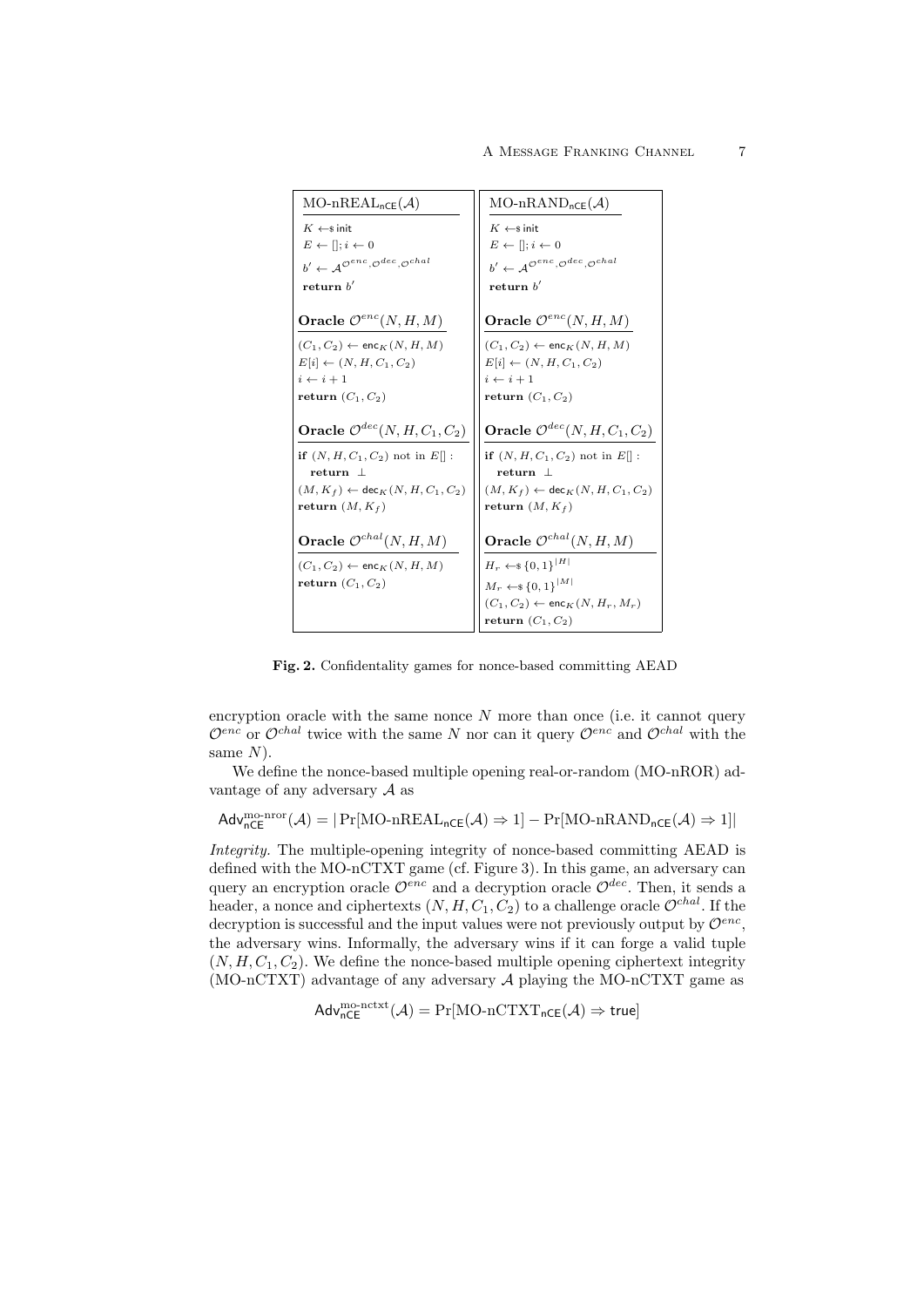| $\text{MO-nREAL}_{\mathsf{nCE}}(\mathcal{A})$ | $\text{MO-nRAND}_{\mathsf{nCE}}(\mathcal{A})$ |
|---|---|
| $K \leftarrow\$ \mathsf{init}$ <br> $E \leftarrow []; i \leftarrow 0$ <br> $b' \leftarrow \mathcal{A}^{\mathcal{O}^{enc}, \mathcal{O}^{dec}, \mathcal{O}^{chal}}$ <br> **return** $b'$ | $K \leftarrow\$ \mathsf{init}$ <br> $E \leftarrow []; i \leftarrow 0$ <br> $b' \leftarrow \mathcal{A}^{\mathcal{O}^{enc}, \mathcal{O}^{dec}, \mathcal{O}^{chal}}$ <br> **return** $b'$ |
| **Oracle** $\mathcal{O}^{enc}(N, H, M)$ | **Oracle** $\mathcal{O}^{enc}(N, H, M)$ |
| $(C_1, C_2) \leftarrow \mathsf{enc}_K(N, H, M)$ <br> $E[i] \leftarrow (N, H, C_1, C_2)$ <br> $i \leftarrow i + 1$ <br> **return** $(C_1, C_2)$ | $(C_1, C_2) \leftarrow \mathsf{enc}_K(N, H, M)$ <br> $E[i] \leftarrow (N, H, C_1, C_2)$ <br> $i \leftarrow i + 1$ <br> **return** $(C_1, C_2)$ |
| **Oracle** $\mathcal{O}^{dec}(N, H, C_1, C_2)$ | **Oracle** $\mathcal{O}^{dec}(N, H, C_1, C_2)$ |
| **if** $(N, H, C_1, C_2)$ not in $E[]$ : <br> **return** $\perp$ <br> $(M, K_f) \leftarrow \mathsf{dec}_K(N, H, C_1, C_2)$ <br> **return** $(M, K_f)$ | **if** $(N, H, C_1, C_2)$ not in $E[]$ : <br> **return** $\perp$ <br> $(M, K_f) \leftarrow \mathsf{dec}_K(N, H, C_1, C_2)$ <br> **return** $(M, K_f)$ |
| **Oracle** $\mathcal{O}^{chal}(N, H, M)$ | **Oracle** $\mathcal{O}^{chal}(N, H, M)$ |
| $(C_1, C_2) \leftarrow \mathsf{enc}_K(N, H, M)$ <br> **return** $(C_1, C_2)$ | $H_r \leftarrow\$ \{0,1\}^{\lvert H \rvert}$ <br> $M_r \leftarrow\$ \{0,1\}^{\lvert M \rvert}$ <br> $(C_1, C_2) \leftarrow \mathsf{enc}_K(N, H_r, M_r)$ <br> **return** $(C_1, C_2)$ |

**Fig. 2.** Confidentality games for nonce-based committing AEAD

encryption oracle with the same nonce $N$ more than once (i.e. it cannot query $\mathcal{O}^{enc}$ or $\mathcal{O}^{chal}$ twice with the same $N$ nor can it query $\mathcal{O}^{enc}$ and $\mathcal{O}^{chal}$ with the same $N$).

We define the nonce-based multiple opening real-or-random (MO-nROR) advantage of any adversary $\mathcal{A}$ as

$$\mathsf{Adv}^{\text{mo-nror}}_{\mathsf{nCE}}(\mathcal{A}) = |\Pr[\text{MO-nREAL}_{\mathsf{nCE}}(\mathcal{A}) \Rightarrow 1] - \Pr[\text{MO-nRAND}_{\mathsf{nCE}}(\mathcal{A}) \Rightarrow 1]|$$

*Integrity.* The multiple-opening integrity of nonce-based committing AEAD is defined with the MO-nCTXT game (cf. Figure 3). In this game, an adversary can query an encryption oracle $\mathcal{O}^{enc}$ and a decryption oracle $\mathcal{O}^{dec}$. Then, it sends a header, a nonce and ciphertexts $(N, H, C_1, C_2)$ to a challenge oracle $\mathcal{O}^{chal}$. If the decryption is successful and the input values were not previously output by $\mathcal{O}^{enc}$, the adversary wins. Informally, the adversary wins if it can forge a valid tuple $(N, H, C_1, C_2)$. We define the nonce-based multiple opening ciphertext integrity (MO-nCTXT) advantage of any adversary $\mathcal{A}$ playing the MO-nCTXT game as

$$\mathsf{Adv}^{\text{mo-nctxt}}_{\mathsf{nCE}}(\mathcal{A}) = \Pr[\text{MO-nCTXT}_{\mathsf{nCE}}(\mathcal{A}) \Rightarrow \mathsf{true}]$$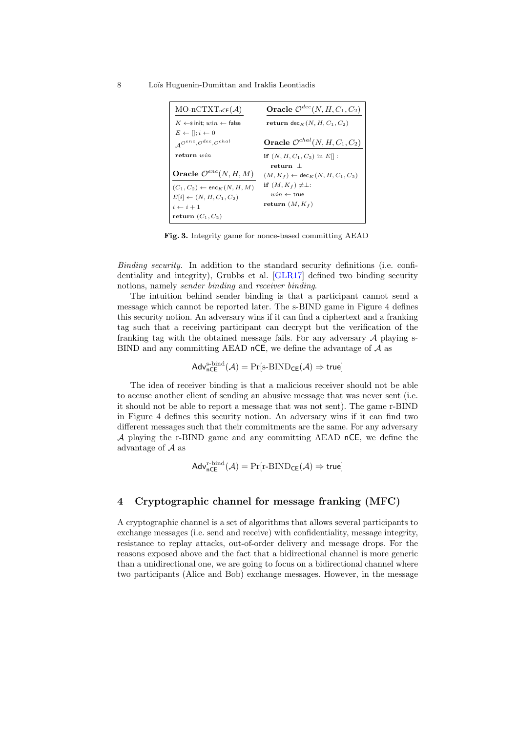```
MO-nCTXT_nCE(A)
  K ←$ init; win ← false
  E ← []; i ← 0
  A^{O^enc, O^dec, O^chal}
  return win

Oracle O^enc(N, H, M)
  (C1, C2) ← enc_K(N, H, M)
  E[i] ← (N, H, C1, C2)
  i ← i + 1
  return (C1, C2)

Oracle O^dec(N, H, C1, C2)
  return dec_K(N, H, C1, C2)

Oracle O^chal(N, H, C1, C2)
  if (N, H, C1, C2) in E[] :
    return ⊥
  (M, K_f) ← dec_K(N, H, C1, C2)
  if (M, K_f) ≠ ⊥:
    win ← true
  return (M, K_f)
```

**Fig. 3.** Integrity game for nonce-based committing AEAD

*Binding security.* In addition to the standard security definitions (i.e. confidentiality and integrity), Grubbs et al. [GLR17] defined two binding security notions, namely *sender binding* and *receiver binding*.

The intuition behind sender binding is that a participant cannot send a message which cannot be reported later. The s-BIND game in Figure 4 defines this security notion. An adversary wins if it can find a ciphertext and a franking tag such that a receiving participant can decrypt but the verification of the franking tag with the obtained message fails. For any adversary $\mathcal{A}$ playing s-BIND and any committing AEAD nCE, we define the advantage of $\mathcal{A}$ as

$$\mathsf{Adv}^{\text{s-bind}}_{\mathsf{nCE}}(\mathcal{A}) = \Pr[\text{s-BIND}_{\mathsf{CE}}(\mathcal{A}) \Rightarrow \mathsf{true}]$$

The idea of receiver binding is that a malicious receiver should not be able to accuse another client of sending an abusive message that was never sent (i.e. it should not be able to report a message that was not sent). The game r-BIND in Figure 4 defines this security notion. An adversary wins if it can find two different messages such that their commitments are the same. For any adversary $\mathcal{A}$ playing the r-BIND game and any committing AEAD nCE, we define the advantage of $\mathcal{A}$ as

$$\mathsf{Adv}^{\text{r-bind}}_{\mathsf{nCE}}(\mathcal{A}) = \Pr[\text{r-BIND}_{\mathsf{CE}}(\mathcal{A}) \Rightarrow \mathsf{true}]$$

## 4 Cryptographic channel for message franking (MFC)

A cryptographic channel is a set of algorithms that allows several participants to exchange messages (i.e. send and receive) with confidentiality, message integrity, resistance to replay attacks, out-of-order delivery and message drops. For the reasons exposed above and the fact that a bidirectional channel is more generic than a unidirectional one, we are going to focus on a bidirectional channel where two participants (Alice and Bob) exchange messages. However, in the message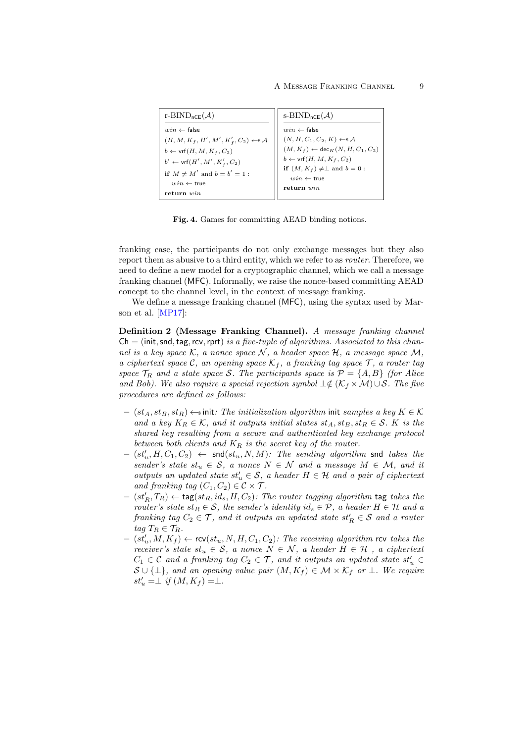| r-BIND$_{\mathsf{nCE}}(\mathcal{A})$ | s-BIND$_{\mathsf{nCE}}(\mathcal{A})$ |
|---|---|
| $win \leftarrow \mathsf{false}$ | $win \leftarrow \mathsf{false}$ |
| $(H, M, K_f, H', M', K'_f, C_2) \leftarrow\!\!\$\, \mathcal{A}$ | $(N, H, C_1, C_2, K) \leftarrow\!\!\$\, \mathcal{A}$ |
| $b \leftarrow \mathsf{vrf}(H, M, K_f, C_2)$ | $(M, K_f) \leftarrow \mathsf{dec}_K(N, H, C_1, C_2)$ |
| $b' \leftarrow \mathsf{vrf}(H', M', K'_f, C_2)$ | $b \leftarrow \mathsf{vrf}(H, M, K_f, C_2)$ |
| **if** $M \neq M'$ and $b = b' = 1$ : | **if** $(M, K_f) \neq \perp$ and $b = 0$ : |
| $\quad win \leftarrow \mathsf{true}$ | $\quad win \leftarrow \mathsf{true}$ |
| **return** $win$ | **return** $win$ |

**Fig. 4.** Games for committing AEAD binding notions.

franking case, the participants do not only exchange messages but they also report them as abusive to a third entity, which we refer to as *router*. Therefore, we need to define a new model for a cryptographic channel, which we call a message franking channel (MFC). Informally, we raise the nonce-based committing AEAD concept to the channel level, in the context of message franking.

We define a message franking channel (MFC), using the syntax used by Marson et al. [MP17]:

**Definition 2 (Message Franking Channel).** *A message franking channel* $\mathsf{Ch} = (\mathsf{init}, \mathsf{snd}, \mathsf{tag}, \mathsf{rcv}, \mathsf{rprt})$ *is a five-tuple of algorithms. Associated to this channel is a key space* $\mathcal{K}$*, a nonce space* $\mathcal{N}$*, a header space* $\mathcal{H}$*, a message space* $\mathcal{M}$*, an opening space* $\mathcal{K}_f$*, a ciphertext space* $\mathcal{C}$*, a franking tag space* $\mathcal{T}$*, a router tag space* $\mathcal{T}_R$ *and a state space* $\mathcal{S}$*. The participants space is* $\mathcal{P} = \{A, B\}$ *(for Alice and Bob). We also require a special rejection symbol* $\perp \notin (\mathcal{K}_f \times \mathcal{M}) \cup \mathcal{S}$*. The five procedures are defined as follows:*

- $(st_A, st_B, st_R) \leftarrow\!\!\$\, \mathsf{init}$*: The initialization algorithm* $\mathsf{init}$ *samples a key* $K \in \mathcal{K}$ *and a key* $K_R \in \mathcal{K}$*, and it outputs initial states* $st_A, st_B, st_R \in \mathcal{S}$*.* $K$ *is the shared key resulting from a secure and authenticated key exchange protocol between both clients and* $K_R$ *is the secret key of the router.*
- $(st'_u, H, C_1, C_2) \leftarrow \mathsf{snd}(st_u, N, M)$*: The sending algorithm* $\mathsf{snd}$ *takes the sender's state* $st_u \in \mathcal{S}$*, a nonce* $N \in \mathcal{N}$ *and a message* $M \in \mathcal{M}$*, and it outputs an updated state* $st'_u \in \mathcal{S}$*, a header* $H \in \mathcal{H}$ *and a pair of ciphertext and franking tag* $(C_1, C_2) \in \mathcal{C} \times \mathcal{T}$*.*
- $(st'_R, T_R) \leftarrow \mathsf{tag}(st_R, id_s, H, C_2)$*: The router tagging algorithm* $\mathsf{tag}$ *takes the router's state* $st_R \in \mathcal{S}$*, the sender's identity* $id_s \in \mathcal{P}$*, a header* $H \in \mathcal{H}$ *and a franking tag* $C_2 \in \mathcal{T}$*, and it outputs an updated state* $st'_R \in \mathcal{S}$ *and a router tag* $T_R \in \mathcal{T}_R$*.*
- $(st'_u, M, K_f) \leftarrow \mathsf{rcv}(st_u, N, H, C_1, C_2)$*: The receiving algorithm* $\mathsf{rcv}$ *takes the receiver's state* $st_u \in \mathcal{S}$*, a nonce* $N \in \mathcal{N}$*, a header* $H \in \mathcal{H}$ *, a ciphertext* $C_1 \in \mathcal{C}$ *and a franking tag* $C_2 \in \mathcal{T}$*, and it outputs an updated state* $st'_u \in \mathcal{S} \cup \{\perp\}$*, and an opening value pair* $(M, K_f) \in \mathcal{M} \times \mathcal{K}_f$ *or* $\perp$*. We require* $st'_u = \perp$ *if* $(M, K_f) = \perp$*.*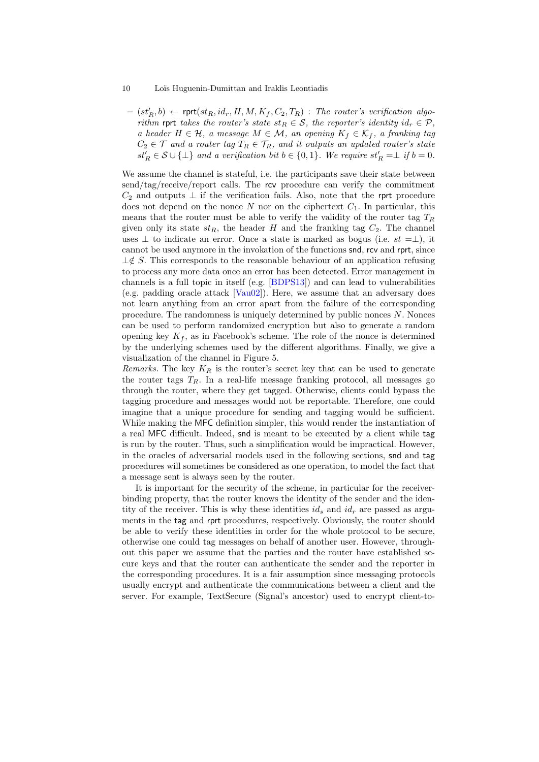- $(st'_R, b) \leftarrow \mathsf{rprt}(st_R, id_r, H, M, K_f, C_2, T_R)$ : *The router's verification algorithm* rprt *takes the router's state $st_R \in \mathcal{S}$, the reporter's identity $id_r \in \mathcal{P}$, a header $H \in \mathcal{H}$, a message $M \in \mathcal{M}$, an opening $K_f \in \mathcal{K}_f$, a franking tag $C_2 \in \mathcal{T}$ and a router tag $T_R \in \mathcal{T}_R$, and it outputs an updated router's state $st'_R \in \mathcal{S} \cup \{\bot\}$ and a verification bit $b \in \{0, 1\}$. We require $st'_R = \bot$ if $b = 0$.*

We assume the channel is stateful, i.e. the participants save their state between send/tag/receive/report calls. The rcv procedure can verify the commitment $C_2$ and outputs $\bot$ if the verification fails. Also, note that the rprt procedure does not depend on the nonce $N$ nor on the ciphertext $C_1$. In particular, this means that the router must be able to verify the validity of the router tag $T_R$ given only its state $st_R$, the header $H$ and the franking tag $C_2$. The channel uses $\bot$ to indicate an error. Once a state is marked as bogus (i.e. $st = \bot$), it cannot be used anymore in the invokation of the functions snd, rcv and rprt, since $\bot \notin S$. This corresponds to the reasonable behaviour of an application refusing to process any more data once an error has been detected. Error management in channels is a full topic in itself (e.g. [BDPS13]) and can lead to vulnerabilities (e.g. padding oracle attack [Vau02]). Here, we assume that an adversary does not learn anything from an error apart from the failure of the corresponding procedure. The randomness is uniquely determined by public nonces $N$. Nonces can be used to perform randomized encryption but also to generate a random opening key $K_f$, as in Facebook's scheme. The role of the nonce is determined by the underlying schemes used by the different algorithms. Finally, we give a visualization of the channel in Figure 5.

*Remarks.* The key $K_R$ is the router's secret key that can be used to generate the router tags $T_R$. In a real-life message franking protocol, all messages go through the router, where they get tagged. Otherwise, clients could bypass the tagging procedure and messages would not be reportable. Therefore, one could imagine that a unique procedure for sending and tagging would be sufficient. While making the MFC definition simpler, this would render the instantiation of a real MFC difficult. Indeed, snd is meant to be executed by a client while tag is run by the router. Thus, such a simplification would be impractical. However, in the oracles of adversarial models used in the following sections, snd and tag procedures will sometimes be considered as one operation, to model the fact that a message sent is always seen by the router.

It is important for the security of the scheme, in particular for the receiver-binding property, that the router knows the identity of the sender and the identity of the receiver. This is why these identities $id_s$ and $id_r$ are passed as arguments in the tag and rprt procedures, respectively. Obviously, the router should be able to verify these identities in order for the whole protocol to be secure, otherwise one could tag messages on behalf of another user. However, throughout this paper we assume that the parties and the router have established secure keys and that the router can authenticate the sender and the reporter in the corresponding procedures. It is a fair assumption since messaging protocols usually encrypt and authenticate the communications between a client and the server. For example, TextSecure (Signal's ancestor) used to encrypt client-to-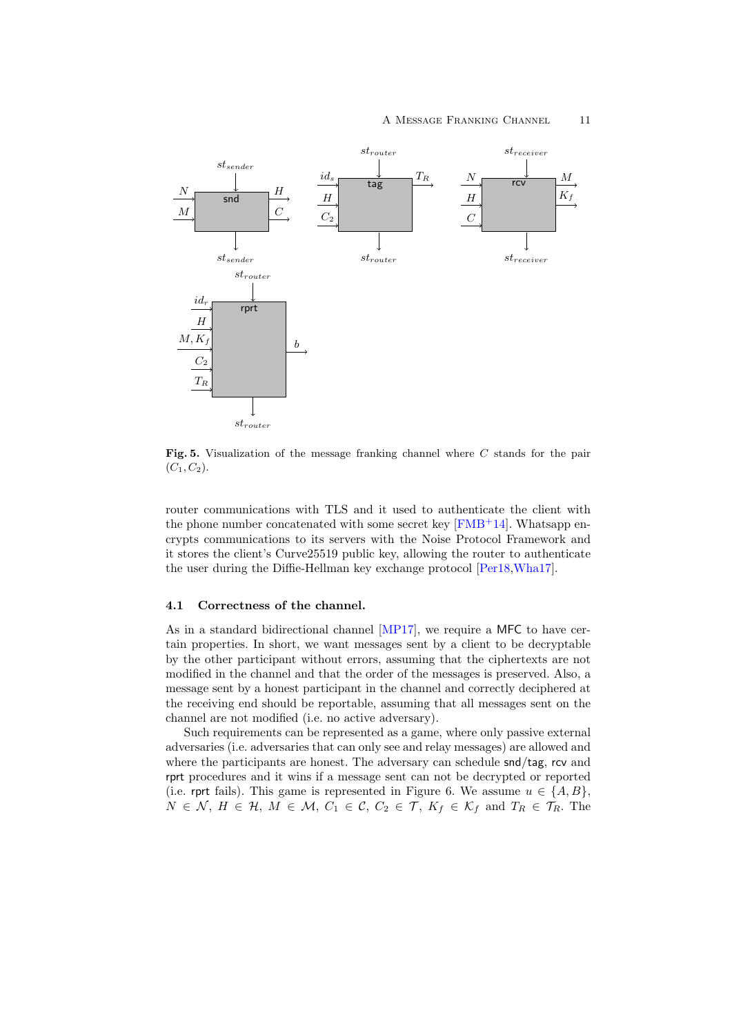**Fig. 5.** Visualization of the message franking channel where $C$ stands for the pair $(C_1, C_2)$.

router communications with TLS and it used to authenticate the client with the phone number concatenated with some secret key [FMB+14]. Whatsapp encrypts communications to its servers with the Noise Protocol Framework and it stores the client's Curve25519 public key, allowing the router to authenticate the user during the Diffie-Hellman key exchange protocol [Per18,Wha17].

### 4.1 Correctness of the channel.

As in a standard bidirectional channel [MP17], we require a MFC to have certain properties. In short, we want messages sent by a client to be decryptable by the other participant without errors, assuming that the ciphertexts are not modified in the channel and that the order of the messages is preserved. Also, a message sent by a honest participant in the channel and correctly deciphered at the receiving end should be reportable, assuming that all messages sent on the channel are not modified (i.e. no active adversary).

Such requirements can be represented as a game, where only passive external adversaries (i.e. adversaries that can only see and relay messages) are allowed and where the participants are honest. The adversary can schedule snd/tag, rcv and rprt procedures and it wins if a message sent can not be decrypted or reported (i.e. rprt fails). This game is represented in Figure 6. We assume $u \in \{A, B\}$, $N \in \mathcal{N}$, $H \in \mathcal{H}$, $M \in \mathcal{M}$, $C_1 \in \mathcal{C}$, $C_2 \in \mathcal{T}$, $K_f \in \mathcal{K}_f$ and $T_R \in \mathcal{T}_R$. The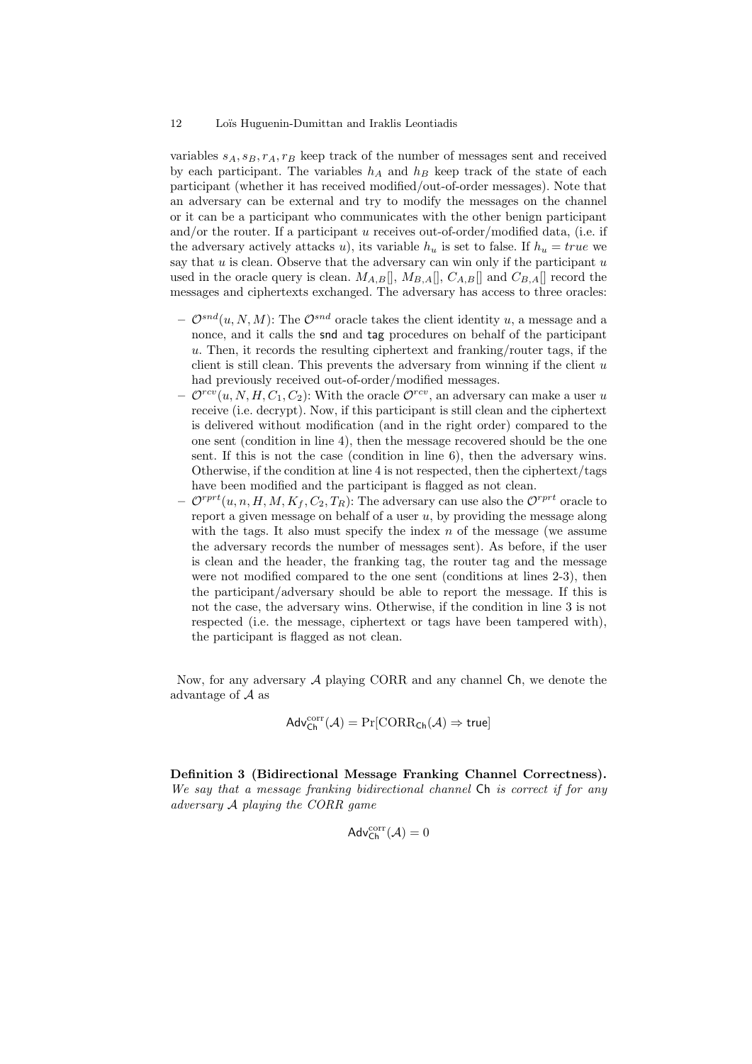variables $s_A, s_B, r_A, r_B$ keep track of the number of messages sent and received by each participant. The variables $h_A$ and $h_B$ keep track of the state of each participant (whether it has received modified/out-of-order messages). Note that an adversary can be external and try to modify the messages on the channel or it can be a participant who communicates with the other benign participant and/or the router. If a participant $u$ receives out-of-order/modified data, (i.e. if the adversary actively attacks $u$), its variable $h_u$ is set to false. If $h_u = true$ we say that $u$ is clean. Observe that the adversary can win only if the participant $u$ used in the oracle query is clean. $M_{A,B}[]$, $M_{B,A}[]$, $C_{A,B}[]$ and $C_{B,A}[]$ record the messages and ciphertexts exchanged. The adversary has access to three oracles:

- $\mathcal{O}^{snd}(u, N, M)$: The $\mathcal{O}^{snd}$ oracle takes the client identity $u$, a message and a nonce, and it calls the snd and tag procedures on behalf of the participant $u$. Then, it records the resulting ciphertext and franking/router tags, if the client is still clean. This prevents the adversary from winning if the client $u$ had previously received out-of-order/modified messages.
- $\mathcal{O}^{rcv}(u, N, H, C_1, C_2)$: With the oracle $\mathcal{O}^{rcv}$, an adversary can make a user $u$ receive (i.e. decrypt). Now, if this participant is still clean and the ciphertext is delivered without modification (and in the right order) compared to the one sent (condition in line 4), then the message recovered should be the one sent. If this is not the case (condition in line 6), then the adversary wins. Otherwise, if the condition at line 4 is not respected, then the ciphertext/tags have been modified and the participant is flagged as not clean.
- $\mathcal{O}^{rprt}(u, n, H, M, K_f, C_2, T_R)$: The adversary can use also the $\mathcal{O}^{rprt}$ oracle to report a given message on behalf of a user $u$, by providing the message along with the tags. It also must specify the index $n$ of the message (we assume the adversary records the number of messages sent). As before, if the user is clean and the header, the franking tag, the router tag and the message were not modified compared to the one sent (conditions at lines 2-3), then the participant/adversary should be able to report the message. If this is not the case, the adversary wins. Otherwise, if the condition in line 3 is not respected (i.e. the message, ciphertext or tags have been tampered with), the participant is flagged as not clean.

Now, for any adversary $\mathcal{A}$ playing CORR and any channel Ch, we denote the advantage of $\mathcal{A}$ as

$$\mathsf{Adv}^{\mathrm{corr}}_{\mathsf{Ch}}(\mathcal{A}) = \Pr[\mathrm{CORR}_{\mathsf{Ch}}(\mathcal{A}) \Rightarrow \mathsf{true}]$$

**Definition 3 (Bidirectional Message Franking Channel Correctness).** *We say that a message franking bidirectional channel* Ch *is correct if for any adversary* $\mathcal{A}$ *playing the CORR game*

$$\mathsf{Adv}^{\mathrm{corr}}_{\mathsf{Ch}}(\mathcal{A}) = 0$$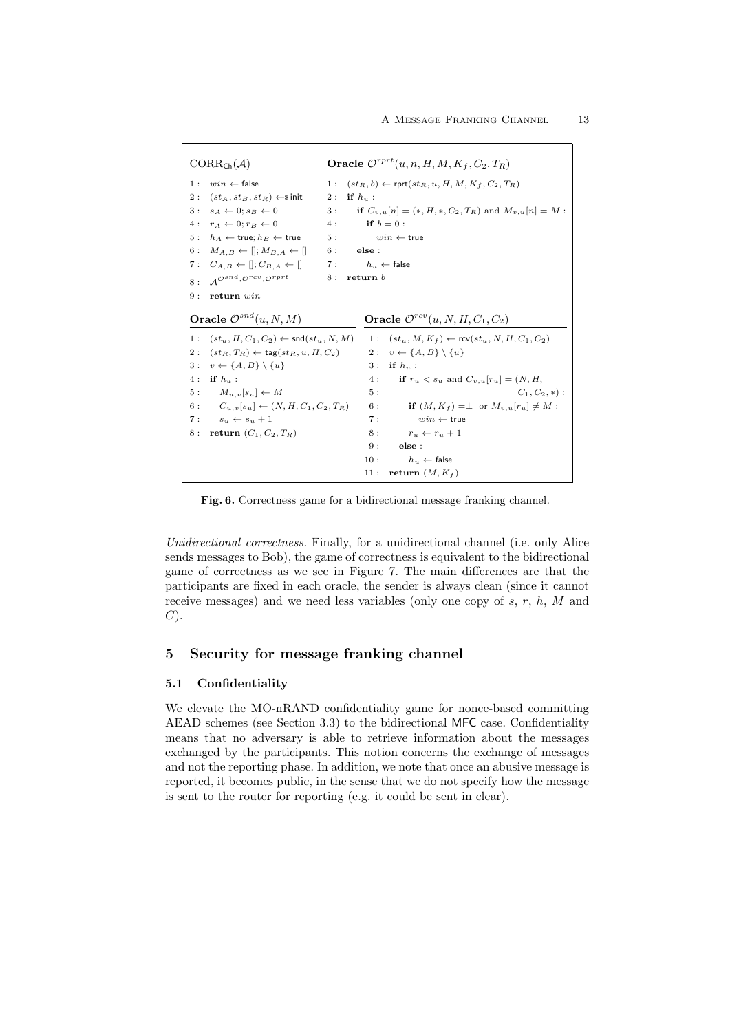```
CORR_Ch(A)
1 : win ← false
2 : (st_A, st_B, st_R) ←$ init
3 : s_A ← 0; s_B ← 0
4 : r_A ← 0; r_B ← 0
5 : h_A ← true; h_B ← true
6 : M_{A,B} ← []; M_{B,A} ← []
7 : C_{A,B} ← []; C_{B,A} ← []
8 : A^{O^snd, O^rcv, O^rprt}
9 : return win

Oracle O^rprt(u, n, H, M, K_f, C_2, T_R)
1 : (st_R, b) ← rprt(st_R, u, H, M, K_f, C_2, T_R)
2 : if h_u :
3 :   if C_{v,u}[n] = (*, H, *, C_2, T_R) and M_{v,u}[n] = M :
4 :     if b = 0 :
5 :       win ← true
6 :   else :
7 :     h_u ← false
8 : return b

Oracle O^snd(u, N, M)
1 : (st_u, H, C_1, C_2) ← snd(st_u, N, M)
2 : (st_R, T_R) ← tag(st_R, u, H, C_2)
3 : v ← {A, B} \ {u}
4 : if h_u :
5 :   M_{u,v}[s_u] ← M
6 :   C_{u,v}[s_u] ← (N, H, C_1, C_2, T_R)
7 :   s_u ← s_u + 1
8 : return (C_1, C_2, T_R)

Oracle O^rcv(u, N, H, C_1, C_2)
1 : (st_u, M, K_f) ← rcv(st_u, N, H, C_1, C_2)
2 : v ← {A, B} \ {u}
3 : if h_u :
4 :   if r_u < s_u and C_{v,u}[r_u] = (N, H,
5 :                                   C_1, C_2, *) :
6 :     if (M, K_f) =⊥ or M_{v,u}[r_u] ≠ M :
7 :       win ← true
8 :     r_u ← r_u + 1
9 :   else :
10 :    h_u ← false
11 : return (M, K_f)
```

**Fig. 6.** Correctness game for a bidirectional message franking channel.

*Unidirectional correctness.* Finally, for a unidirectional channel (i.e. only Alice sends messages to Bob), the game of correctness is equivalent to the bidirectional game of correctness as we see in Figure 7. The main differences are that the participants are fixed in each oracle, the sender is always clean (since it cannot receive messages) and we need less variables (only one copy of $s$, $r$, $h$, $M$ and $C$).

## 5 Security for message franking channel

### 5.1 Confidentiality

We elevate the MO-nRAND confidentiality game for nonce-based committing AEAD schemes (see Section 3.3) to the bidirectional MFC case. Confidentiality means that no adversary is able to retrieve information about the messages exchanged by the participants. This notion concerns the exchange of messages and not the reporting phase. In addition, we note that once an abusive message is reported, it becomes public, in the sense that we do not specify how the message is sent to the router for reporting (e.g. it could be sent in clear).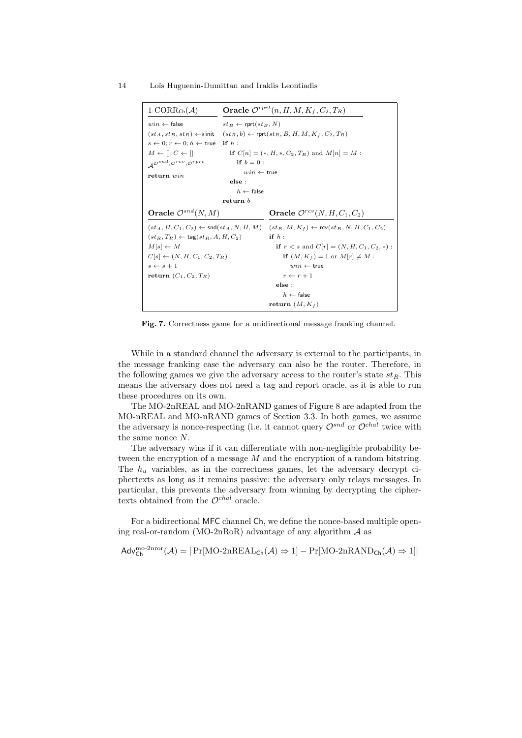```
1-CORR_Ch(A)
win ← false
(st_A, st_B, st_R) ←$ init
s ← 0; r ← 0; h ← true
M ← []; C ← []
A^{O^snd, O^rcv, O^rprt}
return win

Oracle O^rprt(n, H, M, K_f, C_2, T_R)
st_B ← rprt(st_B, N)
(st_R, b) ← rprt(st_R, B, H, M, K_f, C_2, T_R)
if h :
    if C[n] = (*, H, *, C_2, T_R) and M[n] = M :
        if b = 0 :
            win ← true
        else :
            h ← false
return b

Oracle O^snd(N, M)
(st_A, H, C_1, C_2) ← snd(st_A, N, H, M)
(st_R, T_R) ← tag(st_R, A, H, C_2)
M[s] ← M
C[s] ← (N, H, C_1, C_2, T_R)
s ← s + 1
return (C_1, C_2, T_R)

Oracle O^rcv(N, H, C_1, C_2)
(st_B, M, K_f) ← rcv(st_B, N, H, C_1, C_2)
if h :
    if r < s and C[r] = (N, H, C_1, C_2, *) :
        if (M, K_f) = ⊥ or M[r] ≠ M :
            win ← true
        r ← r + 1
    else :
        h ← false
return (M, K_f)
```

**Fig. 7.** Correctness game for a unidirectional message franking channel.

While in a standard channel the adversary is external to the participants, in the message franking case the adversary can also be the router. Therefore, in the following games we give the adversary access to the router's state $st_R$. This means the adversary does not need a tag and report oracle, as it is able to run these procedures on its own.

The MO-2nREAL and MO-2nRAND games of Figure 8 are adapted from the MO-nREAL and MO-nRAND games of Section 3.3. In both games, we assume the adversary is nonce-respecting (i.e. it cannot query $\mathcal{O}^{snd}$ or $\mathcal{O}^{chal}$ twice with the same nonce $N$.

The adversary wins if it can differentiate with non-negligible probability between the encryption of a message $M$ and the encryption of a random bitstring. The $h_u$ variables, as in the correctness games, let the adversary decrypt ciphertexts as long as it remains passive: the adversary only relays messages. In particular, this prevents the adversary from winning by decrypting the ciphertexts obtained from the $\mathcal{O}^{chal}$ oracle.

For a bidirectional MFC channel Ch, we define the nonce-based multiple opening real-or-random (MO-2nRoR) advantage of any algorithm $\mathcal{A}$ as

$$\mathsf{Adv}_{\mathsf{Ch}}^{\text{mo-2nror}}(\mathcal{A}) = |\Pr[\text{MO-2nREAL}_{\mathsf{Ch}}(\mathcal{A}) \Rightarrow 1] - \Pr[\text{MO-2nRAND}_{\mathsf{Ch}}(\mathcal{A}) \Rightarrow 1]|$$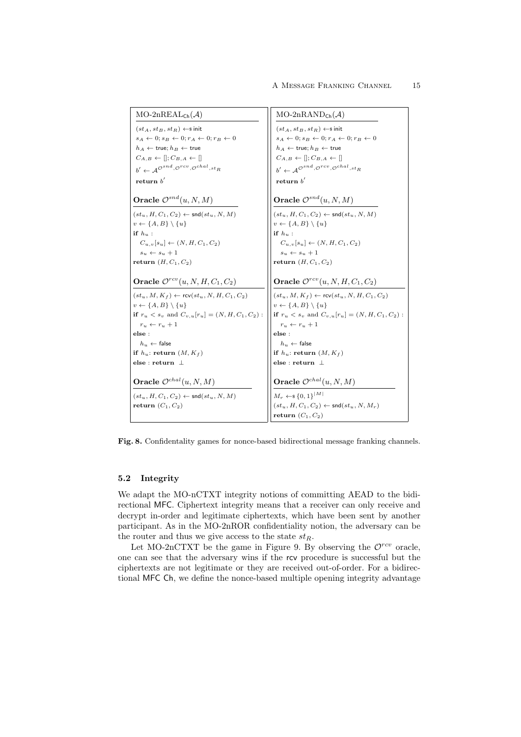| $\text{MO-2nREAL}_{\mathsf{Ch}}(\mathcal{A})$ | $\text{MO-2nRAND}_{\mathsf{Ch}}(\mathcal{A})$ |
|---|---|
| $(st_A, st_B, st_R) \leftarrow\$ \mathsf{init}$ | $(st_A, st_B, st_R) \leftarrow\$ \mathsf{init}$ |
| $s_A \leftarrow 0; s_B \leftarrow 0; r_A \leftarrow 0; r_B \leftarrow 0$ | $s_A \leftarrow 0; s_B \leftarrow 0; r_A \leftarrow 0; r_B \leftarrow 0$ |
| $h_A \leftarrow \mathsf{true}; h_B \leftarrow \mathsf{true}$ | $h_A \leftarrow \mathsf{true}; h_B \leftarrow \mathsf{true}$ |
| $C_{A,B} \leftarrow []; C_{B,A} \leftarrow []$ | $C_{A,B} \leftarrow []; C_{B,A} \leftarrow []$ |
| $b' \leftarrow \mathcal{A}^{\mathcal{O}^{snd}, \mathcal{O}^{rcv}, \mathcal{O}^{chal}, st_R}$ | $b' \leftarrow \mathcal{A}^{\mathcal{O}^{snd}, \mathcal{O}^{rcv}, \mathcal{O}^{chal}, st_R}$ |
| **return** $b'$ | **return** $b'$ |
| **Oracle** $\mathcal{O}^{snd}(u, N, M)$ | **Oracle** $\mathcal{O}^{snd}(u, N, M)$ |
| $(st_u, H, C_1, C_2) \leftarrow \mathsf{snd}(st_u, N, M)$ | $(st_u, H, C_1, C_2) \leftarrow \mathsf{snd}(st_u, N, M)$ |
| $v \leftarrow \{A, B\} \setminus \{u\}$ | $v \leftarrow \{A, B\} \setminus \{u\}$ |
| **if** $h_u$ : | **if** $h_u$ : |
| $\quad C_{u,v}[s_u] \leftarrow (N, H, C_1, C_2)$ | $\quad C_{u,v}[s_u] \leftarrow (N, H, C_1, C_2)$ |
| $\quad s_u \leftarrow s_u + 1$ | $\quad s_u \leftarrow s_u + 1$ |
| **return** $(H, C_1, C_2)$ | **return** $(H, C_1, C_2)$ |
| **Oracle** $\mathcal{O}^{rcv}(u, N, H, C_1, C_2)$ | **Oracle** $\mathcal{O}^{rcv}(u, N, H, C_1, C_2)$ |
| $(st_u, M, K_f) \leftarrow \mathsf{rcv}(st_u, N, H, C_1, C_2)$ | $(st_u, M, K_f) \leftarrow \mathsf{rcv}(st_u, N, H, C_1, C_2)$ |
| $v \leftarrow \{A, B\} \setminus \{u\}$ | $v \leftarrow \{A, B\} \setminus \{u\}$ |
| **if** $r_u < s_v$ and $C_{v,u}[r_u] = (N, H, C_1, C_2)$ : | **if** $r_u < s_v$ and $C_{v,u}[r_u] = (N, H, C_1, C_2)$ : |
| $\quad r_u \leftarrow r_u + 1$ | $\quad r_u \leftarrow r_u + 1$ |
| **else** : | **else** : |
| $\quad h_u \leftarrow \mathsf{false}$ | $\quad h_u \leftarrow \mathsf{false}$ |
| **if** $h_u$: **return** $(M, K_f)$ | **if** $h_u$: **return** $(M, K_f)$ |
| **else** : **return** $\perp$ | **else** : **return** $\perp$ |
| **Oracle** $\mathcal{O}^{chal}(u, N, M)$ | **Oracle** $\mathcal{O}^{chal}(u, N, M)$ |
| $(st_u, H, C_1, C_2) \leftarrow \mathsf{snd}(st_u, N, M)$ | $M_r \leftarrow\$ \{0,1\}^{\lvert M \rvert}$ |
| **return** $(C_1, C_2)$ | $(st_u, H, C_1, C_2) \leftarrow \mathsf{snd}(st_u, N, M_r)$ |
| | **return** $(C_1, C_2)$ |

**Fig. 8.** Confidentality games for nonce-based bidirectional message franking channels.

### 5.2 Integrity

We adapt the MO-nCTXT integrity notions of committing AEAD to the bidirectional MFC. Ciphertext integrity means that a receiver can only receive and decrypt in-order and legitimate ciphertexts, which have been sent by another participant. As in the MO-2nROR confidentiality notion, the adversary can be the router and thus we give access to the state $st_R$.

Let MO-2nCTXT be the game in Figure 9. By observing the $\mathcal{O}^{rcv}$ oracle, one can see that the adversary wins if the rcv procedure is successful but the ciphertexts are not legitimate or they are received out-of-order. For a bidirectional MFC Ch, we define the nonce-based multiple opening integrity advantage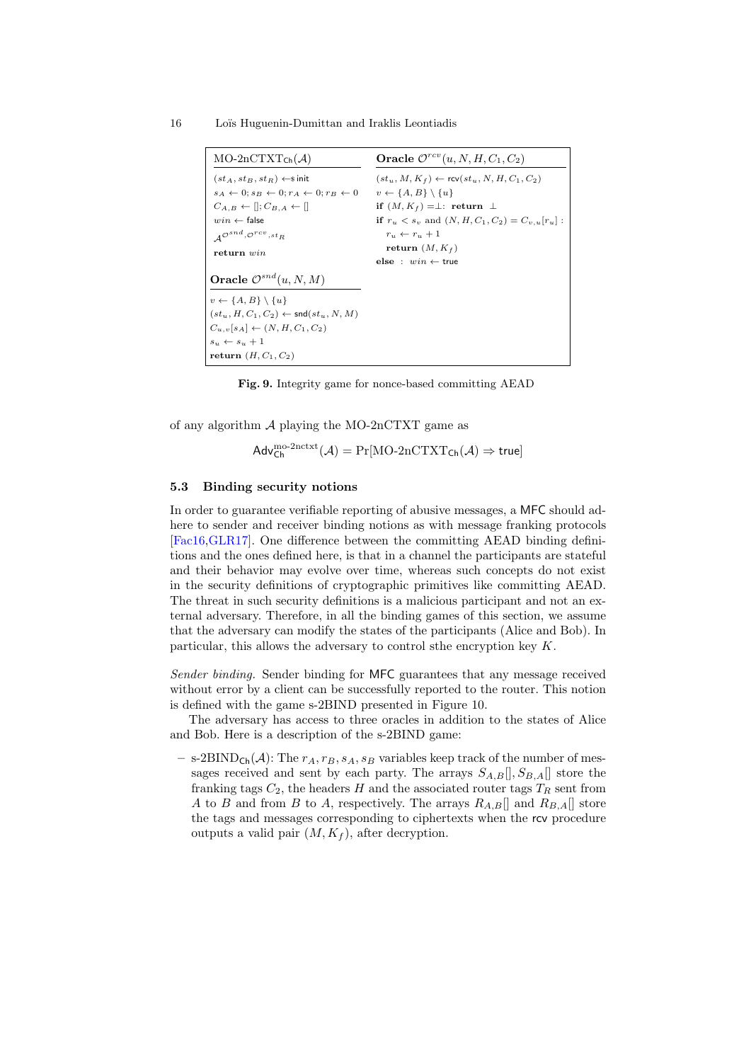```
MO-2nCTXT_Ch(A)
  (st_A, st_B, st_R) ←$ init
  s_A ← 0; s_B ← 0; r_A ← 0; r_B ← 0
  C_{A,B} ← []; C_{B,A} ← []
  win ← false
  A^{O^snd, O^rcv, st_R}
  return win

Oracle O^snd(u, N, M)
  v ← {A, B} \ {u}
  (st_u, H, C_1, C_2) ← snd(st_u, N, M)
  C_{u,v}[s_A] ← (N, H, C_1, C_2)
  s_u ← s_u + 1
  return (H, C_1, C_2)

Oracle O^rcv(u, N, H, C_1, C_2)
  (st_u, M, K_f) ← rcv(st_u, N, H, C_1, C_2)
  v ← {A, B} \ {u}
  if (M, K_f) = ⊥: return ⊥
  if r_u < s_v and (N, H, C_1, C_2) = C_{v,u}[r_u] :
    r_u ← r_u + 1
    return (M, K_f)
  else : win ← true
```

**Fig. 9.** Integrity game for nonce-based committing AEAD

of any algorithm $\mathcal{A}$ playing the MO-2nCTXT game as

$$\mathsf{Adv}^{\text{mo-2nctxt}}_{\mathsf{Ch}}(\mathcal{A}) = \Pr[\text{MO-2nCTXT}_{\mathsf{Ch}}(\mathcal{A}) \Rightarrow \mathsf{true}]$$

### 5.3 Binding security notions

In order to guarantee verifiable reporting of abusive messages, a MFC should adhere to sender and receiver binding notions as with message franking protocols [Fac16,GLR17]. One difference between the committing AEAD binding definitions and the ones defined here, is that in a channel the participants are stateful and their behavior may evolve over time, whereas such concepts do not exist in the security definitions of cryptographic primitives like committing AEAD. The threat in such security definitions is a malicious participant and not an external adversary. Therefore, in all the binding games of this section, we assume that the adversary can modify the states of the participants (Alice and Bob). In particular, this allows the adversary to control sthe encryption key $K$.

*Sender binding.* Sender binding for MFC guarantees that any message received without error by a client can be successfully reported to the router. This notion is defined with the game s-2BIND presented in Figure 10.

The adversary has access to three oracles in addition to the states of Alice and Bob. Here is a description of the s-2BIND game:

- s-2BIND$_{\mathsf{Ch}}(\mathcal{A})$: The $r_A, r_B, s_A, s_B$ variables keep track of the number of messages received and sent by each party. The arrays $S_{A,B}[], S_{B,A}[]$ store the franking tags $C_2$, the headers $H$ and the associated router tags $T_R$ sent from $A$ to $B$ and from $B$ to $A$, respectively. The arrays $R_{A,B}[]$ and $R_{B,A}[]$ store the tags and messages corresponding to ciphertexts when the rcv procedure outputs a valid pair $(M, K_f)$, after decryption.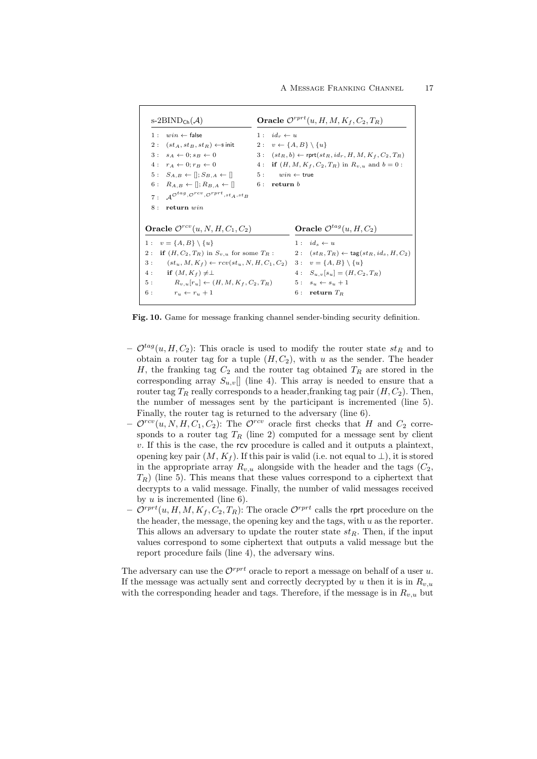```
s-2BIND_Ch(A)
1 : win ← false
2 : (st_A, st_B, st_R) ←$ init
3 : s_A ← 0; s_B ← 0
4 : r_A ← 0; r_B ← 0
5 : S_{A,B} ← []; S_{B,A} ← []
6 : R_{A,B} ← []; R_{B,A} ← []
7 : A^{O^tag, O^rcv, O^rprt, st_A, st_B}
8 : return win

Oracle O^rprt(u, H, M, K_f, C_2, T_R)
1 : id_r ← u
2 : v ← {A, B} \ {u}
3 : (st_R, b) ← rprt(st_R, id_r, H, M, K_f, C_2, T_R)
4 : if (H, M, K_f, C_2, T_R) in R_{v,u} and b = 0 :
5 :     win ← true
6 : return b

Oracle O^rcv(u, N, H, C_1, C_2)
1 : v = {A, B} \ {u}
2 : if (H, C_2, T_R) in S_{v,u} for some T_R :
3 :     (st_u, M, K_f) ← rcv(st_u, N, H, C_1, C_2)
4 :     if (M, K_f) ≠ ⊥
5 :         R_{v,u}[r_u] ← (H, M, K_f, C_2, T_R)
6 :         r_u ← r_u + 1

Oracle O^tag(u, H, C_2)
1 : id_s ← u
2 : (st_R, T_R) ← tag(st_R, id_s, H, C_2)
3 : v = {A, B} \ {u}
4 : S_{u,v}[s_u] = (H, C_2, T_R)
5 : s_u ← s_u + 1
6 : return T_R
```

**Fig. 10.** Game for message franking channel sender-binding security definition.

- $\mathcal{O}^{tag}(u, H, C_2)$: This oracle is used to modify the router state $st_R$ and to obtain a router tag for a tuple $(H, C_2)$, with $u$ as the sender. The header $H$, the franking tag $C_2$ and the router tag obtained $T_R$ are stored in the corresponding array $S_{u,v}[]$ (line 4). This array is needed to ensure that a router tag $T_R$ really corresponds to a header,franking tag pair $(H, C_2)$. Then, the number of messages sent by the participant is incremented (line 5). Finally, the router tag is returned to the adversary (line 6).
- $\mathcal{O}^{rcv}(u, N, H, C_1, C_2)$: The $\mathcal{O}^{rcv}$ oracle first checks that $H$ and $C_2$ corresponds to a router tag $T_R$ (line 2) computed for a message sent by client $v$. If this is the case, the rcv procedure is called and it outputs a plaintext, opening key pair $(M, K_f)$. If this pair is valid (i.e. not equal to $\perp$), it is stored in the appropriate array $R_{v,u}$ alongside with the header and the tags ($C_2$, $T_R$) (line 5). This means that these values correspond to a ciphertext that decrypts to a valid message. Finally, the number of valid messages received by $u$ is incremented (line 6).
- $\mathcal{O}^{rprt}(u, H, M, K_f, C_2, T_R)$: The oracle $\mathcal{O}^{rprt}$ calls the rprt procedure on the the header, the message, the opening key and the tags, with $u$ as the reporter. This allows an adversary to update the router state $st_R$. Then, if the input values correspond to some ciphertext that outputs a valid message but the report procedure fails (line 4), the adversary wins.

The adversary can use the $\mathcal{O}^{rprt}$ oracle to report a message on behalf of a user $u$. If the message was actually sent and correctly decrypted by $u$ then it is in $R_{v,u}$ with the corresponding header and tags. Therefore, if the message is in $R_{v,u}$ but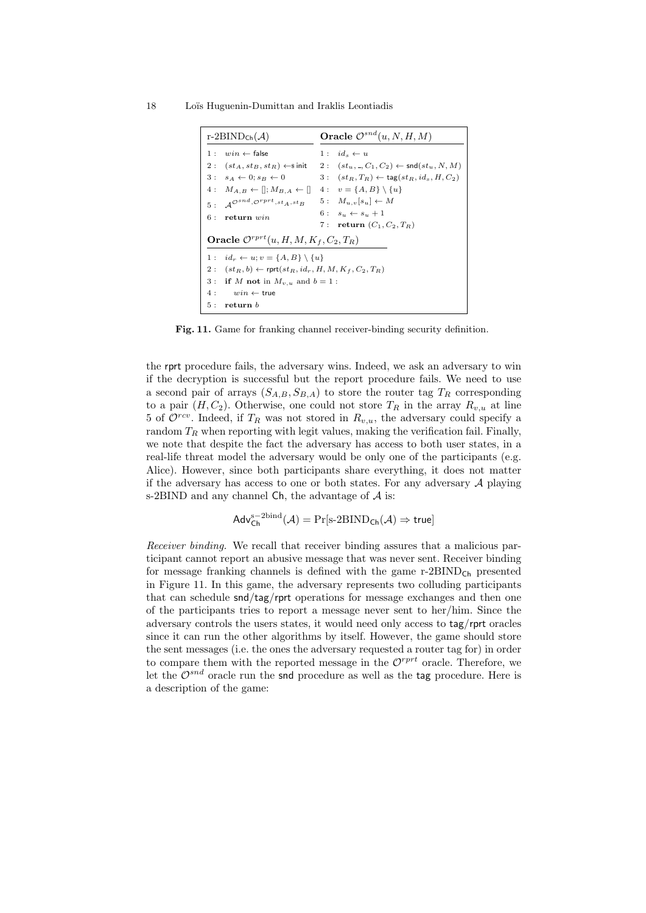```
r-2BIND_Ch(A)                              Oracle O^snd(u, N, H, M)
1: win ← false                             1: id_s ← u
2: (st_A, st_B, st_R) ←$ init              2: (st_u, _, C_1, C_2) ← snd(st_u, N, M)
3: s_A ← 0; s_B ← 0                        3: (st_R, T_R) ← tag(st_R, id_s, H, C_2)
4: M_{A,B} ← []; M_{B,A} ← []              4: v = {A, B} \ {u}
5: A^{O^snd, O^rprt, st_A, st_B}           5: M_{u,v}[s_u] ← M
6: return win                              6: s_u ← s_u + 1
                                           7: return (C_1, C_2, T_R)

Oracle O^rprt(u, H, M, K_f, C_2, T_R)
1: id_r ← u; v = {A, B} \ {u}
2: (st_R, b) ← rprt(st_R, id_r, H, M, K_f, C_2, T_R)
3: if M not in M_{v,u} and b = 1 :
4:     win ← true
5: return b
```

**Fig. 11.** Game for franking channel receiver-binding security definition.

the rprt procedure fails, the adversary wins. Indeed, we ask an adversary to win if the decryption is successful but the report procedure fails. We need to use a second pair of arrays $(S_{A,B}, S_{B,A})$ to store the router tag $T_R$ corresponding to a pair $(H, C_2)$. Otherwise, one could not store $T_R$ in the array $R_{v,u}$ at line 5 of $\mathcal{O}^{rcv}$. Indeed, if $T_R$ was not stored in $R_{v,u}$, the adversary could specify a random $T_R$ when reporting with legit values, making the verification fail. Finally, we note that despite the fact the adversary has access to both user states, in a real-life threat model the adversary would be only one of the participants (e.g. Alice). However, since both participants share everything, it does not matter if the adversary has access to one or both states. For any adversary $\mathcal{A}$ playing s-2BIND and any channel Ch, the advantage of $\mathcal{A}$ is:

$$\mathsf{Adv}^{\text{s-2bind}}_{\mathsf{Ch}}(\mathcal{A}) = \Pr[\text{s-2BIND}_{\mathsf{Ch}}(\mathcal{A}) \Rightarrow \mathsf{true}]$$

*Receiver binding.* We recall that receiver binding assures that a malicious participant cannot report an abusive message that was never sent. Receiver binding for message franking channels is defined with the game r-2BIND$_{\mathsf{Ch}}$ presented in Figure 11. In this game, the adversary represents two colluding participants that can schedule snd/tag/rprt operations for message exchanges and then one of the participants tries to report a message never sent to her/him. Since the adversary controls the users states, it would need only access to tag/rprt oracles since it can run the other algorithms by itself. However, the game should store the sent messages (i.e. the ones the adversary requested a router tag for) in order to compare them with the reported message in the $\mathcal{O}^{rprt}$ oracle. Therefore, we let the $\mathcal{O}^{snd}$ oracle run the snd procedure as well as the tag procedure. Here is a description of the game: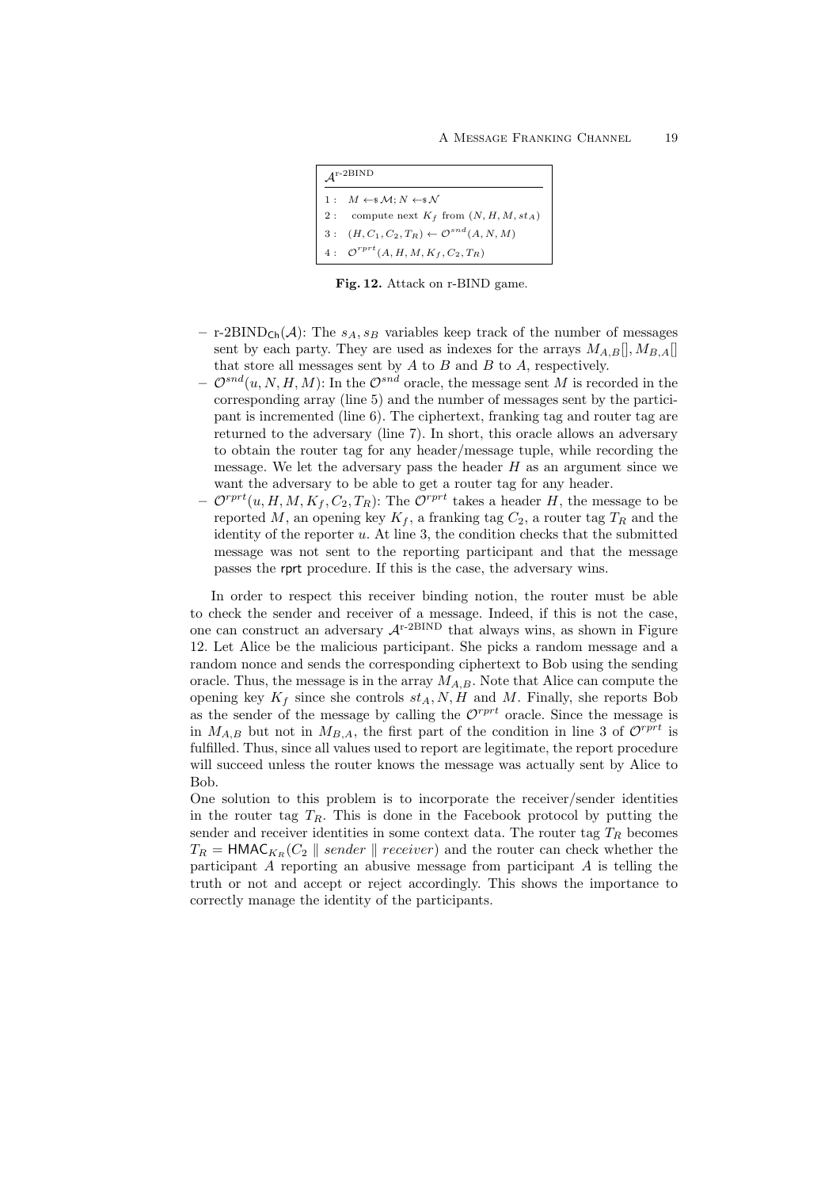```
A^{r-2BIND}
1 :  M ←$ M; N ←$ N
2 :  compute next K_f from (N, H, M, st_A)
3 :  (H, C_1, C_2, T_R) ← O^{snd}(A, N, M)
4 :  O^{rprt}(A, H, M, K_f, C_2, T_R)
```

**Fig. 12.** Attack on r-BIND game.

- r-2BIND$_{\mathsf{Ch}}(\mathcal{A})$: The $s_A, s_B$ variables keep track of the number of messages sent by each party. They are used as indexes for the arrays $M_{A,B}[], M_{B,A}[]$ that store all messages sent by $A$ to $B$ and $B$ to $A$, respectively.
- $\mathcal{O}^{snd}(u, N, H, M)$: In the $\mathcal{O}^{snd}$ oracle, the message sent $M$ is recorded in the corresponding array (line 5) and the number of messages sent by the participant is incremented (line 6). The ciphertext, franking tag and router tag are returned to the adversary (line 7). In short, this oracle allows an adversary to obtain the router tag for any header/message tuple, while recording the message. We let the adversary pass the header $H$ as an argument since we want the adversary to be able to get a router tag for any header.
- $\mathcal{O}^{rprt}(u, H, M, K_f, C_2, T_R)$: The $\mathcal{O}^{rprt}$ takes a header $H$, the message to be reported $M$, an opening key $K_f$, a franking tag $C_2$, a router tag $T_R$ and the identity of the reporter $u$. At line 3, the condition checks that the submitted message was not sent to the reporting participant and that the message passes the $\mathsf{rprt}$ procedure. If this is the case, the adversary wins.

In order to respect this receiver binding notion, the router must be able to check the sender and receiver of a message. Indeed, if this is not the case, one can construct an adversary $\mathcal{A}^{\text{r-2BIND}}$ that always wins, as shown in Figure 12. Let Alice be the malicious participant. She picks a random message and a random nonce and sends the corresponding ciphertext to Bob using the sending oracle. Thus, the message is in the array $M_{A,B}$. Note that Alice can compute the opening key $K_f$ since she controls $st_A, N, H$ and $M$. Finally, she reports Bob as the sender of the message by calling the $\mathcal{O}^{rprt}$ oracle. Since the message is in $M_{A,B}$ but not in $M_{B,A}$, the first part of the condition in line 3 of $\mathcal{O}^{rprt}$ is fulfilled. Thus, since all values used to report are legitimate, the report procedure will succeed unless the router knows the message was actually sent by Alice to Bob.

One solution to this problem is to incorporate the receiver/sender identities in the router tag $T_R$. This is done in the Facebook protocol by putting the sender and receiver identities in some context data. The router tag $T_R$ becomes $T_R = \mathsf{HMAC}_{K_R}(C_2 \parallel sender \parallel receiver)$ and the router can check whether the participant $A$ reporting an abusive message from participant $A$ is telling the truth or not and accept or reject accordingly. This shows the importance to correctly manage the identity of the participants.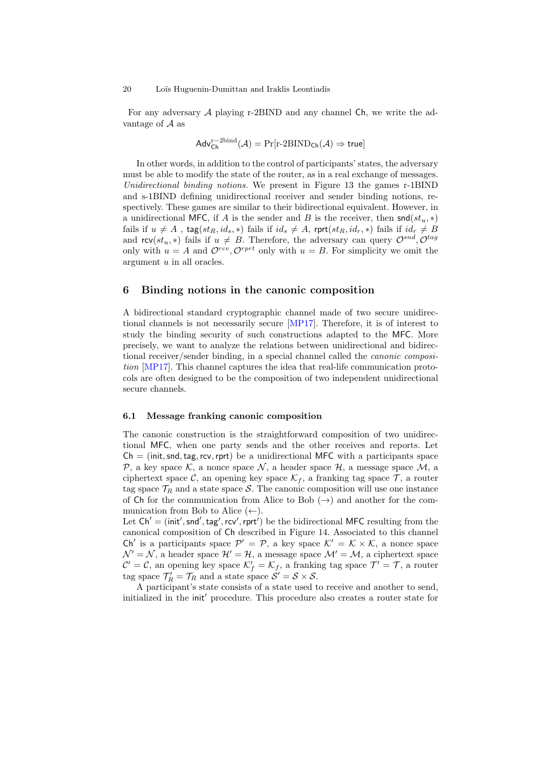For any adversary $\mathcal{A}$ playing r-2BIND and any channel $\mathsf{Ch}$, we write the advantage of $\mathcal{A}$ as

$$\mathsf{Adv}_{\mathsf{Ch}}^{\mathrm{r-2bind}}(\mathcal{A}) = \Pr[\text{r-2BIND}_{\mathsf{Ch}}(\mathcal{A}) \Rightarrow \mathsf{true}]$$

In other words, in addition to the control of participants' states, the adversary must be able to modify the state of the router, as in a real exchange of messages. *Unidirectional binding notions.* We present in Figure 13 the games r-1BIND and s-1BIND defining unidirectional receiver and sender binding notions, respectively. These games are similar to their bidirectional equivalent. However, in a unidirectional $\mathsf{MFC}$, if $A$ is the sender and $B$ is the receiver, then $\mathsf{snd}(st_u, *)$ fails if $u \neq A$ , $\mathsf{tag}(st_R, id_s, *)$ fails if $id_s \neq A$, $\mathsf{rprt}(st_R, id_r, *)$ fails if $id_r \neq B$ and $\mathsf{rcv}(st_u, *)$ fails if $u \neq B$. Therefore, the adversary can query $\mathcal{O}^{snd}, \mathcal{O}^{tag}$ only with $u = A$ and $\mathcal{O}^{rcv}, \mathcal{O}^{rprt}$ only with $u = B$. For simplicity we omit the argument $u$ in all oracles.

## 6 Binding notions in the canonic composition

A bidirectional standard cryptographic channel made of two secure unidirectional channels is not necessarily secure [MP17]. Therefore, it is of interest to study the binding security of such constructions adapted to the $\mathsf{MFC}$. More precisely, we want to analyze the relations between unidirectional and bidirectional receiver/sender binding, in a special channel called the *canonic composition* [MP17]. This channel captures the idea that real-life communication protocols are often designed to be the composition of two independent unidirectional secure channels.

### 6.1 Message franking canonic composition

The canonic construction is the straightforward composition of two unidirectional $\mathsf{MFC}$, when one party sends and the other receives and reports. Let $\mathsf{Ch} = (\mathsf{init}, \mathsf{snd}, \mathsf{tag}, \mathsf{rcv}, \mathsf{rprt})$ be a unidirectional $\mathsf{MFC}$ with a participants space $\mathcal{P}$, a key space $\mathcal{K}$, a nonce space $\mathcal{N}$, a header space $\mathcal{H}$, a message space $\mathcal{M}$, a ciphertext space $\mathcal{C}$, an opening key space $\mathcal{K}_f$, a franking tag space $\mathcal{T}$, a router tag space $\mathcal{T}_R$ and a state space $\mathcal{S}$. The canonic composition will use one instance of $\mathsf{Ch}$ for the communication from Alice to Bob ($\rightarrow$) and another for the communication from Bob to Alice ($\leftarrow$).
Let $\mathsf{Ch}' = (\mathsf{init}', \mathsf{snd}', \mathsf{tag}', \mathsf{rcv}', \mathsf{rprt}')$ be the bidirectional $\mathsf{MFC}$ resulting from the canonical composition of $\mathsf{Ch}$ described in Figure 14. Associated to this channel $\mathsf{Ch}'$ is a participants space $\mathcal{P}' = \mathcal{P}$, a key space $\mathcal{K}' = \mathcal{K} \times \mathcal{K}$, a nonce space $\mathcal{N}' = \mathcal{N}$, a header space $\mathcal{H}' = \mathcal{H}$, a message space $\mathcal{M}' = \mathcal{M}$, a ciphertext space $\mathcal{C}' = \mathcal{C}$, an opening key space $\mathcal{K}'_f = \mathcal{K}_f$, a franking tag space $\mathcal{T}' = \mathcal{T}$, a router tag space $\mathcal{T}'_R = \mathcal{T}_R$ and a state space $\mathcal{S}' = \mathcal{S} \times \mathcal{S}$.

A participant's state consists of a state used to receive and another to send, initialized in the $\mathsf{init}'$ procedure. This procedure also creates a router state for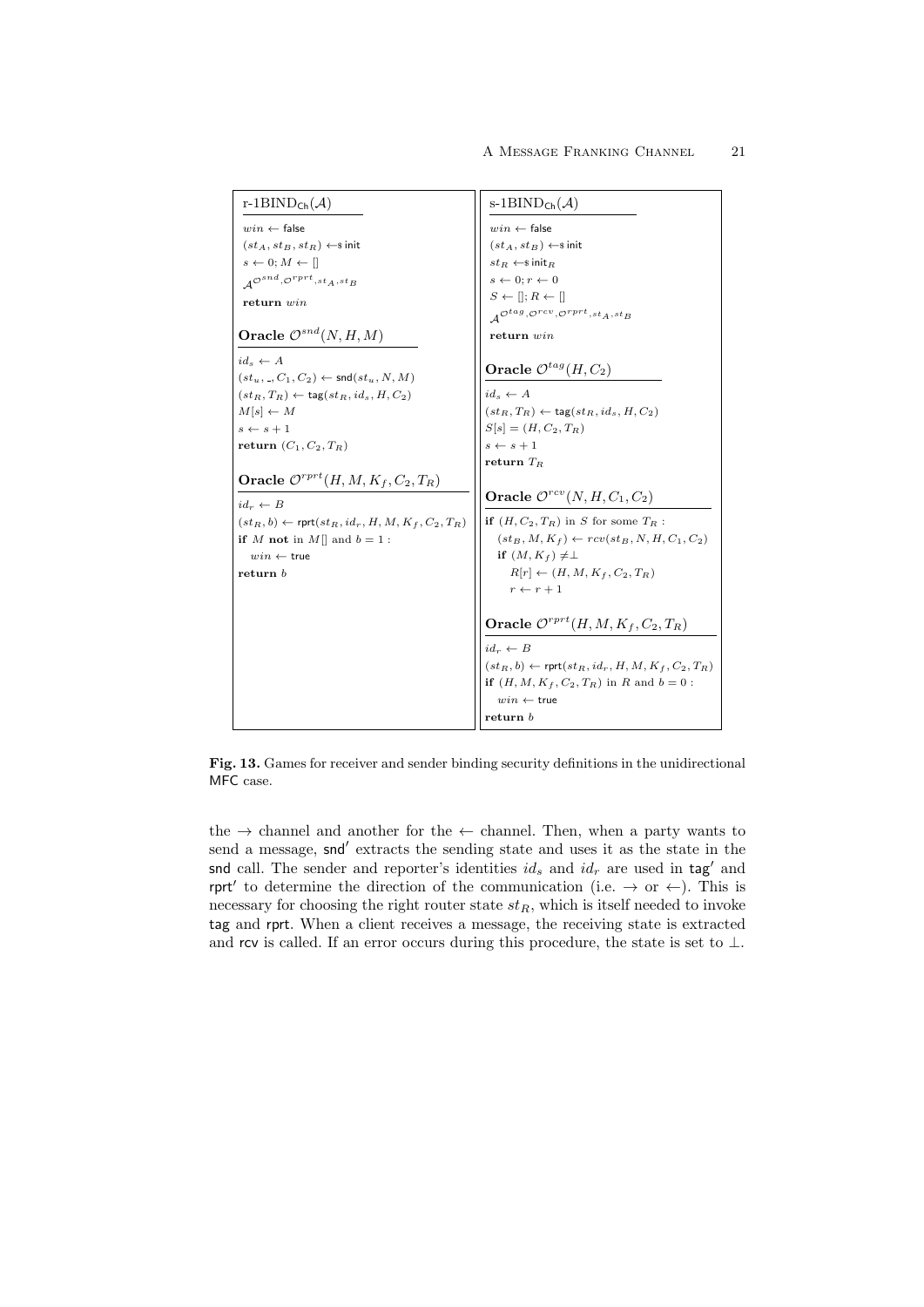```
r-1BIND_Ch(A)

win ← false
(st_A, st_B, st_R) ←$ init
s ← 0; M ← []
A^{O^snd, O^rprt, st_A, st_B}
return win

Oracle O^snd(N, H, M)

id_s ← A
(st_u, _, C_1, C_2) ← snd(st_u, N, M)
(st_R, T_R) ← tag(st_R, id_s, H, C_2)
M[s] ← M
s ← s + 1
return (C_1, C_2, T_R)

Oracle O^rprt(H, M, K_f, C_2, T_R)

id_r ← B
(st_R, b) ← rprt(st_R, id_r, H, M, K_f, C_2, T_R)
if M not in M[] and b = 1 :
    win ← true
return b
```

```
s-1BIND_Ch(A)

win ← false
(st_A, st_B) ←$ init
st_R ←$ init_R
s ← 0; r ← 0
S ← []; R ← []
A^{O^tag, O^rcv, O^rprt, st_A, st_B}
return win

Oracle O^tag(H, C_2)

id_s ← A
(st_R, T_R) ← tag(st_R, id_s, H, C_2)
S[s] = (H, C_2, T_R)
s ← s + 1
return T_R

Oracle O^rcv(N, H, C_1, C_2)

if (H, C_2, T_R) in S for some T_R :
    (st_B, M, K_f) ← rcv(st_B, N, H, C_1, C_2)
    if (M, K_f) ≠ ⊥
        R[r] ← (H, M, K_f, C_2, T_R)
        r ← r + 1

Oracle O^rprt(H, M, K_f, C_2, T_R)

id_r ← B
(st_R, b) ← rprt(st_R, id_r, H, M, K_f, C_2, T_R)
if (H, M, K_f, C_2, T_R) in R and b = 0 :
    win ← true
return b
```

**Fig. 13.** Games for receiver and sender binding security definitions in the unidirectional MFC case.

the $\rightarrow$ channel and another for the $\leftarrow$ channel. Then, when a party wants to send a message, $\mathsf{snd}'$ extracts the sending state and uses it as the state in the $\mathsf{snd}$ call. The sender and reporter's identities $id_s$ and $id_r$ are used in $\mathsf{tag}'$ and $\mathsf{rprt}'$ to determine the direction of the communication (i.e. $\rightarrow$ or $\leftarrow$). This is necessary for choosing the right router state $st_R$, which is itself needed to invoke $\mathsf{tag}$ and $\mathsf{rprt}$. When a client receives a message, the receiving state is extracted and $\mathsf{rcv}$ is called. If an error occurs during this procedure, the state is set to $\perp$.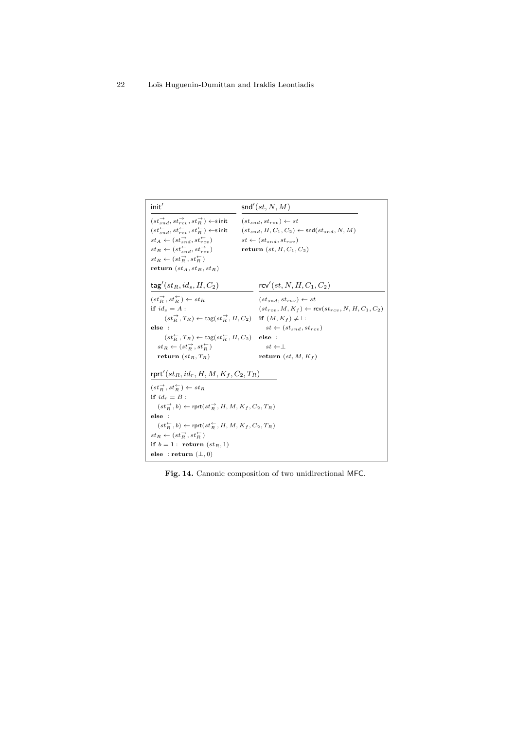```
init'
(st→_snd, st→_rcv, st→_R) ←$ init
(st←_snd, st←_rcv, st←_R) ←$ init
st_A ← (st→_snd, st←_rcv)
st_B ← (st←_snd, st→_rcv)
st_R ← (st→_R, st←_R)
return (st_A, st_B, st_R)
```

```
snd'(st, N, M)
(st_snd, st_rcv) ← st
(st_snd, H, C_1, C_2) ← snd(st_snd, N, M)
st ← (st_snd, st_rcv)
return (st, H, C_1, C_2)
```

```
tag'(st_R, id_s, H, C_2)
(st→_R, st←_R) ← st_R
if id_s = A :
    (st→_R, T_R) ← tag(st→_R, H, C_2)
else :
    (st←_R, T_R) ← tag(st←_R, H, C_2)
  st_R ← (st→_R, st←_R)
  return (st_R, T_R)
```

```
rcv'(st, N, H, C_1, C_2)
(st_snd, st_rcv) ← st
(st_rcv, M, K_f) ← rcv(st_rcv, N, H, C_1, C_2)
if (M, K_f) ≠ ⊥:
  st ← (st_snd, st_rcv)
else :
  st ← ⊥
return (st, M, K_f)
```

```
rprt'(st_R, id_r, H, M, K_f, C_2, T_R)
(st→_R, st←_R) ← st_R
if id_r = B :
  (st→_R, b) ← rprt(st→_R, H, M, K_f, C_2, T_R)
else :
  (st←_R, b) ← rprt(st←_R, H, M, K_f, C_2, T_R)
st_R ← (st→_R, st←_R)
if b = 1 : return (st_R, 1)
else : return (⊥, 0)
```

**Fig. 14.** Canonic composition of two unidirectional MFC.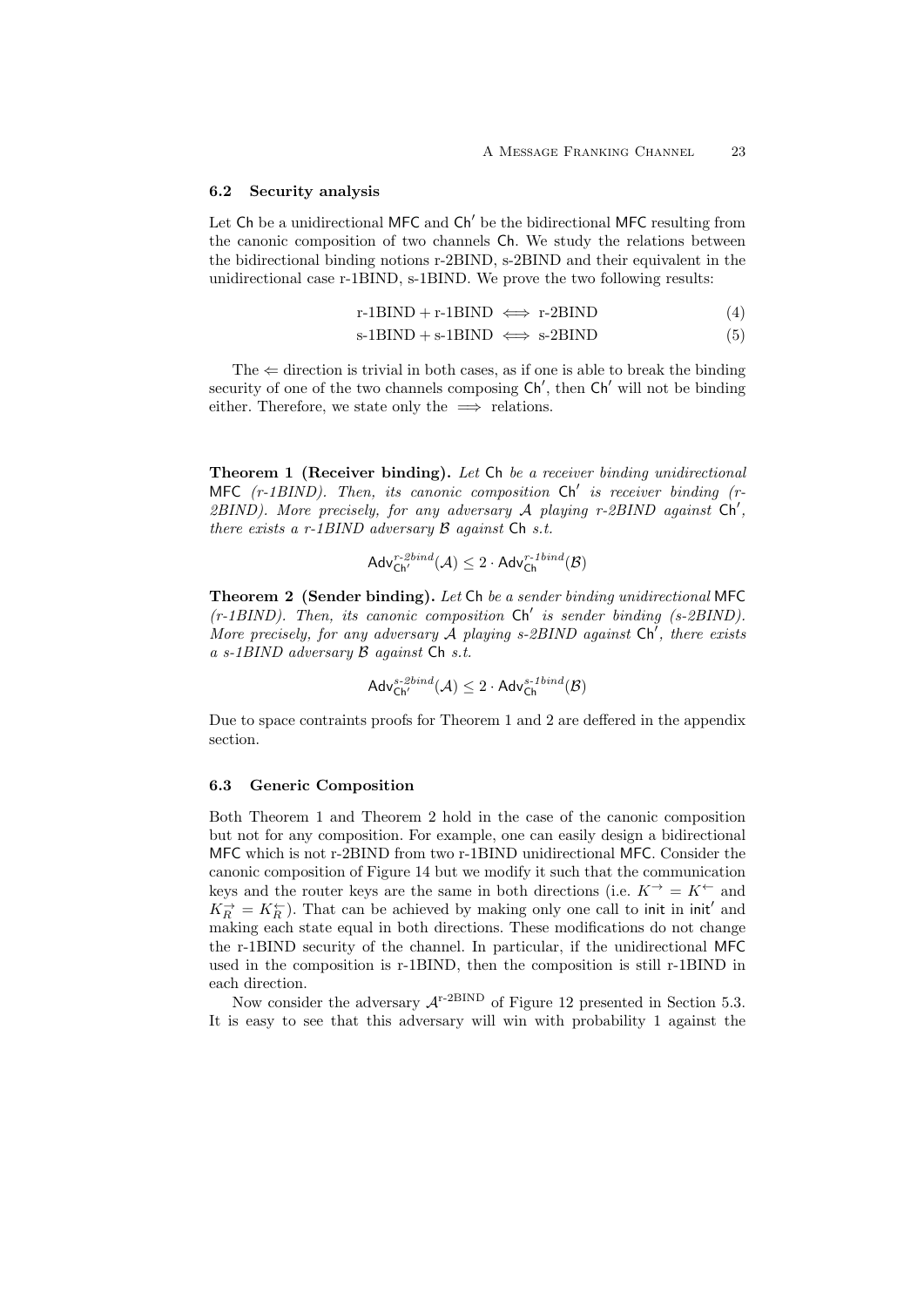### 6.2 Security analysis

Let $\mathsf{Ch}$ be a unidirectional $\mathsf{MFC}$ and $\mathsf{Ch}'$ be the bidirectional $\mathsf{MFC}$ resulting from the canonic composition of two channels $\mathsf{Ch}$. We study the relations between the bidirectional binding notions r-2BIND, s-2BIND and their equivalent in the unidirectional case r-1BIND, s-1BIND. We prove the two following results:

$$\text{r-1BIND} + \text{r-1BIND} \iff \text{r-2BIND} \tag{4}$$

$$\text{s-1BIND} + \text{s-1BIND} \iff \text{s-2BIND} \tag{5}$$

The $\Leftarrow$ direction is trivial in both cases, as if one is able to break the binding security of one of the two channels composing $\mathsf{Ch}'$, then $\mathsf{Ch}'$ will not be binding either. Therefore, we state only the $\implies$ relations.

**Theorem 1 (Receiver binding).** *Let $\mathsf{Ch}$ be a receiver binding unidirectional $\mathsf{MFC}$ (r-1BIND). Then, its canonic composition $\mathsf{Ch}'$ is receiver binding (r-2BIND). More precisely, for any adversary $\mathcal{A}$ playing r-2BIND against $\mathsf{Ch}'$, there exists a r-1BIND adversary $\mathcal{B}$ against $\mathsf{Ch}$ s.t.*

$$\mathsf{Adv}^{r\text{-}2bind}_{\mathsf{Ch}'}(\mathcal{A}) \leq 2 \cdot \mathsf{Adv}^{r\text{-}1bind}_{\mathsf{Ch}}(\mathcal{B})$$

**Theorem 2 (Sender binding).** *Let $\mathsf{Ch}$ be a sender binding unidirectional $\mathsf{MFC}$ (r-1BIND). Then, its canonic composition $\mathsf{Ch}'$ is sender binding (s-2BIND). More precisely, for any adversary $\mathcal{A}$ playing s-2BIND against $\mathsf{Ch}'$, there exists a s-1BIND adversary $\mathcal{B}$ against $\mathsf{Ch}$ s.t.*

$$\mathsf{Adv}^{s\text{-}2bind}_{\mathsf{Ch}'}(\mathcal{A}) \leq 2 \cdot \mathsf{Adv}^{s\text{-}1bind}_{\mathsf{Ch}}(\mathcal{B})$$

Due to space contraints proofs for Theorem 1 and 2 are deffered in the appendix section.

### 6.3 Generic Composition

Both Theorem 1 and Theorem 2 hold in the case of the canonic composition but not for any composition. For example, one can easily design a bidirectional $\mathsf{MFC}$ which is not r-2BIND from two r-1BIND unidirectional $\mathsf{MFC}$. Consider the canonic composition of Figure 14 but we modify it such that the communication keys and the router keys are the same in both directions (i.e. $K^{\rightarrow} = K^{\leftarrow}$ and $K_R^{\rightarrow} = K_R^{\leftarrow}$). That can be achieved by making only one call to $\mathsf{init}$ in $\mathsf{init}'$ and making each state equal in both directions. These modifications do not change the r-1BIND security of the channel. In particular, if the unidirectional $\mathsf{MFC}$ used in the composition is r-1BIND, then the composition is still r-1BIND in each direction.

Now consider the adversary $\mathcal{A}^{\text{r-2BIND}}$ of Figure 12 presented in Section 5.3. It is easy to see that this adversary will win with probability 1 against the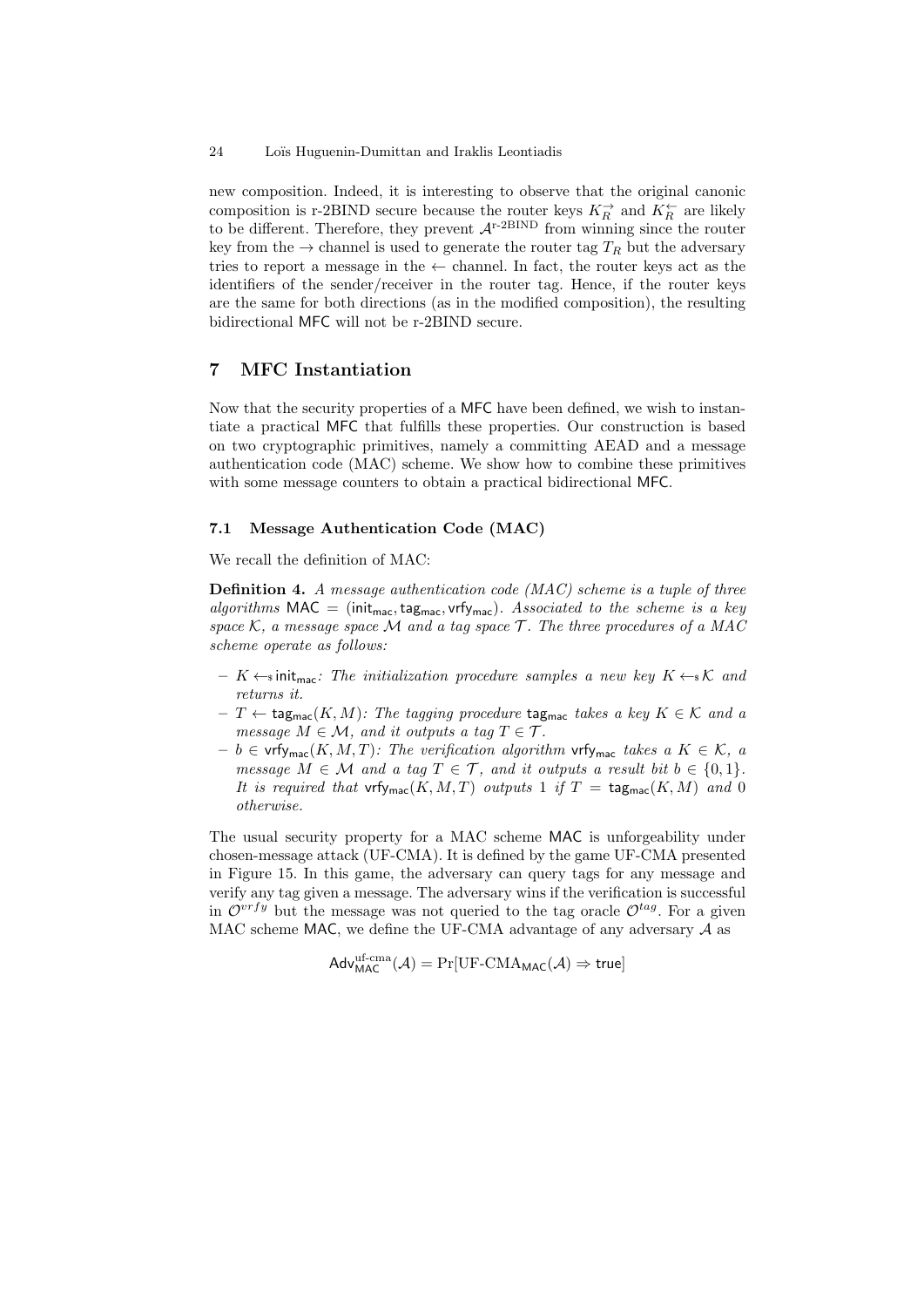new composition. Indeed, it is interesting to observe that the original canonic composition is r-2BIND secure because the router keys $K_R^{\rightarrow}$ and $K_R^{\leftarrow}$ are likely to be different. Therefore, they prevent $\mathcal{A}^{\text{r-2BIND}}$ from winning since the router key from the $\rightarrow$ channel is used to generate the router tag $T_R$ but the adversary tries to report a message in the $\leftarrow$ channel. In fact, the router keys act as the identifiers of the sender/receiver in the router tag. Hence, if the router keys are the same for both directions (as in the modified composition), the resulting bidirectional MFC will not be r-2BIND secure.

## 7 MFC Instantiation

Now that the security properties of a MFC have been defined, we wish to instantiate a practical MFC that fulfills these properties. Our construction is based on two cryptographic primitives, namely a committing AEAD and a message authentication code (MAC) scheme. We show how to combine these primitives with some message counters to obtain a practical bidirectional MFC.

### 7.1 Message Authentication Code (MAC)

We recall the definition of MAC:

**Definition 4.** *A message authentication code (MAC) scheme is a tuple of three algorithms* $\mathsf{MAC} = (\mathsf{init}_{\mathsf{mac}}, \mathsf{tag}_{\mathsf{mac}}, \mathsf{vrfy}_{\mathsf{mac}})$*. Associated to the scheme is a key space* $\mathcal{K}$*, a message space* $\mathcal{M}$ *and a tag space* $\mathcal{T}$*. The three procedures of a MAC scheme operate as follows:*

- $K \leftarrow\$ \, \mathsf{init}_{\mathsf{mac}}$*: The initialization procedure samples a new key* $K \leftarrow\$ \, \mathcal{K}$ *and returns it.*
- $T \leftarrow \mathsf{tag}_{\mathsf{mac}}(K, M)$*: The tagging procedure* $\mathsf{tag}_{\mathsf{mac}}$ *takes a key* $K \in \mathcal{K}$ *and a message* $M \in \mathcal{M}$*, and it outputs a tag* $T \in \mathcal{T}$*.*
- $b \in \mathsf{vrfy}_{\mathsf{mac}}(K, M, T)$*: The verification algorithm* $\mathsf{vrfy}_{\mathsf{mac}}$ *takes a* $K \in \mathcal{K}$*, a message* $M \in \mathcal{M}$ *and a tag* $T \in \mathcal{T}$*, and it outputs a result bit* $b \in \{0, 1\}$*. It is required that* $\mathsf{vrfy}_{\mathsf{mac}}(K, M, T)$ *outputs* 1 *if* $T = \mathsf{tag}_{\mathsf{mac}}(K, M)$ *and* 0 *otherwise.*

The usual security property for a MAC scheme MAC is unforgeability under chosen-message attack (UF-CMA). It is defined by the game UF-CMA presented in Figure 15. In this game, the adversary can query tags for any message and verify any tag given a message. The adversary wins if the verification is successful in $\mathcal{O}^{vrfy}$ but the message was not queried to the tag oracle $\mathcal{O}^{tag}$. For a given MAC scheme MAC, we define the UF-CMA advantage of any adversary $\mathcal{A}$ as

$$\mathsf{Adv}^{\text{uf-cma}}_{\mathsf{MAC}}(\mathcal{A}) = \Pr[\text{UF-CMA}_{\mathsf{MAC}}(\mathcal{A}) \Rightarrow \mathsf{true}]$$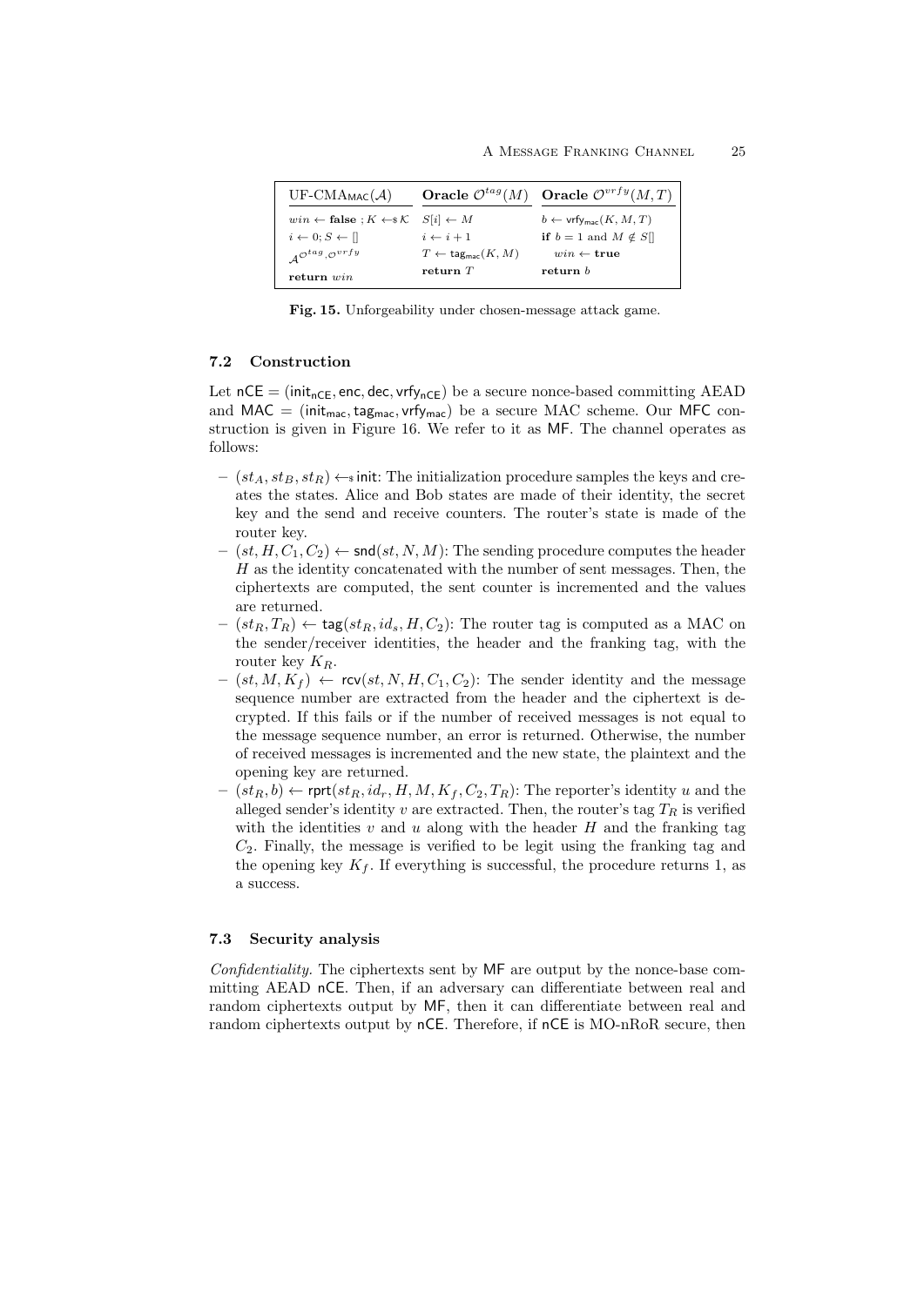| $\text{UF-CMA}_{\mathsf{MAC}}(\mathcal{A})$ | **Oracle** $\mathcal{O}^{tag}(M)$ | **Oracle** $\mathcal{O}^{vrfy}(M,T)$ |
|---|---|---|
| $win \leftarrow \mathbf{false}$ ; $K \leftarrow\$ \mathcal{K}$ | $S[i] \leftarrow M$ | $b \leftarrow \mathsf{vrfy_{mac}}(K, M, T)$ |
| $i \leftarrow 0; S \leftarrow []$ | $i \leftarrow i + 1$ | **if** $b = 1$ and $M \notin S[]$ |
| $\mathcal{A}^{\mathcal{O}^{tag}, \mathcal{O}^{vrfy}}$ | $T \leftarrow \mathsf{tag_{mac}}(K, M)$ | $\quad win \leftarrow \mathbf{true}$ |
| **return** $win$ | **return** $T$ | **return** $b$ |

**Fig. 15.** Unforgeability under chosen-message attack game.

### 7.2 Construction

Let $\mathsf{nCE} = (\mathsf{init_{nCE}}, \mathsf{enc}, \mathsf{dec}, \mathsf{vrfy_{nCE}})$ be a secure nonce-based committing AEAD and $\mathsf{MAC} = (\mathsf{init_{mac}}, \mathsf{tag_{mac}}, \mathsf{vrfy_{mac}})$ be a secure MAC scheme. Our $\mathsf{MFC}$ construction is given in Figure 16. We refer to it as $\mathsf{MF}$. The channel operates as follows:

- $(st_A, st_B, st_R) \leftarrow\$ \mathsf{init}$: The initialization procedure samples the keys and creates the states. Alice and Bob states are made of their identity, the secret key and the send and receive counters. The router's state is made of the router key.
- $(st, H, C_1, C_2) \leftarrow \mathsf{snd}(st, N, M)$: The sending procedure computes the header $H$ as the identity concatenated with the number of sent messages. Then, the ciphertexts are computed, the sent counter is incremented and the values are returned.
- $(st_R, T_R) \leftarrow \mathsf{tag}(st_R, id_s, H, C_2)$: The router tag is computed as a MAC on the sender/receiver identities, the header and the franking tag, with the router key $K_R$.
- $(st, M, K_f) \leftarrow \mathsf{rcv}(st, N, H, C_1, C_2)$: The sender identity and the message sequence number are extracted from the header and the ciphertext is decrypted. If this fails or if the number of received messages is not equal to the message sequence number, an error is returned. Otherwise, the number of received messages is incremented and the new state, the plaintext and the opening key are returned.
- $(st_R, b) \leftarrow \mathsf{rprt}(st_R, id_r, H, M, K_f, C_2, T_R)$: The reporter's identity $u$ and the alleged sender's identity $v$ are extracted. Then, the router's tag $T_R$ is verified with the identities $v$ and $u$ along with the header $H$ and the franking tag $C_2$. Finally, the message is verified to be legit using the franking tag and the opening key $K_f$. If everything is successful, the procedure returns 1, as a success.

### 7.3 Security analysis

*Confidentiality.* The ciphertexts sent by $\mathsf{MF}$ are output by the nonce-base committing AEAD $\mathsf{nCE}$. Then, if an adversary can differentiate between real and random ciphertexts output by $\mathsf{MF}$, then it can differentiate between real and random ciphertexts output by $\mathsf{nCE}$. Therefore, if $\mathsf{nCE}$ is MO-nRoR secure, then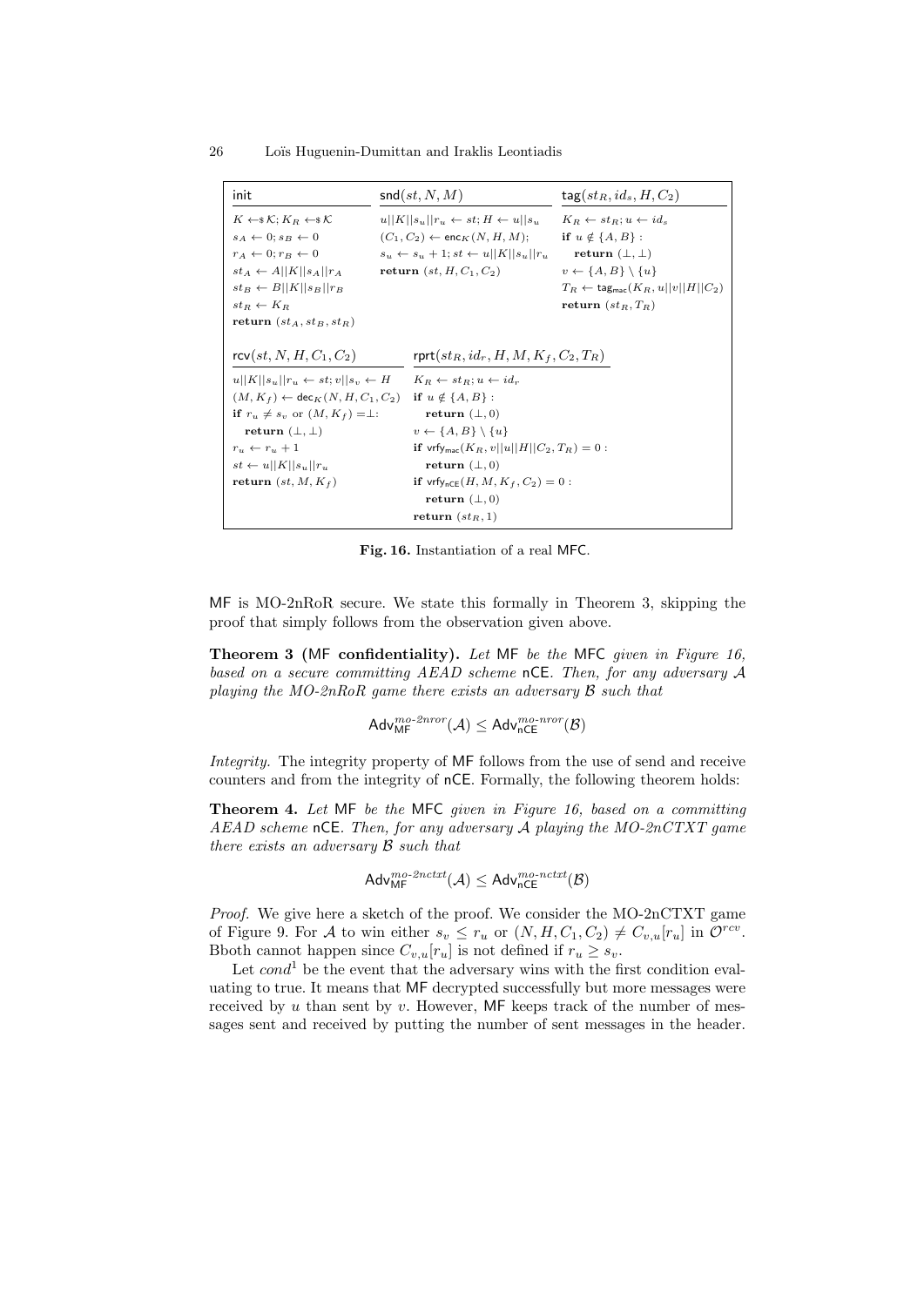| init | $\mathsf{snd}(st, N, M)$ | $\mathsf{tag}(st_R, id_s, H, C_2)$ |
|---|---|---|
| $K \leftarrow\$ \mathcal{K}; K_R \leftarrow\$ \mathcal{K}$<br>$s_A \leftarrow 0; s_B \leftarrow 0$<br>$r_A \leftarrow 0; r_B \leftarrow 0$<br>$st_A \leftarrow A\|\|K\|\|s_A\|\|r_A$<br>$st_B \leftarrow B\|\|K\|\|s_B\|\|r_B$<br>$st_R \leftarrow K_R$<br>**return** $(st_A, st_B, st_R)$ | $u\|\|K\|\|s_u\|\|r_u \leftarrow st; H \leftarrow u\|\|s_u$<br>$(C_1, C_2) \leftarrow \mathsf{enc}_K(N, H, M);$<br>$s_u \leftarrow s_u + 1; st \leftarrow u\|\|K\|\|s_u\|\|r_u$<br>**return** $(st, H, C_1, C_2)$ | $K_R \leftarrow st_R; u \leftarrow id_s$<br>**if** $u \notin \{A, B\}$ :<br>  **return** $(\bot, \bot)$<br>$v \leftarrow \{A, B\} \setminus \{u\}$<br>$T_R \leftarrow \mathsf{tag}_{\mathsf{mac}}(K_R, u\|\|v\|\|H\|\|C_2)$<br>**return** $(st_R, T_R)$ |

| $\mathsf{rcv}(st, N, H, C_1, C_2)$ | $\mathsf{rprt}(st_R, id_r, H, M, K_f, C_2, T_R)$ |
|---|---|
| $u\|\|K\|\|s_u\|\|r_u \leftarrow st; v\|\|s_v \leftarrow H$<br>$(M, K_f) \leftarrow \mathsf{dec}_K(N, H, C_1, C_2)$<br>**if** $r_u \neq s_v$ or $(M, K_f) = \bot$:<br>  **return** $(\bot, \bot)$<br>$r_u \leftarrow r_u + 1$<br>$st \leftarrow u\|\|K\|\|s_u\|\|r_u$<br>**return** $(st, M, K_f)$ | $K_R \leftarrow st_R; u \leftarrow id_r$<br>**if** $u \notin \{A, B\}$ :<br>  **return** $(\bot, 0)$<br>$v \leftarrow \{A, B\} \setminus \{u\}$<br>**if** $\mathsf{vrfy}_{\mathsf{mac}}(K_R, v\|\|u\|\|H\|\|C_2, T_R) = 0$ :<br>  **return** $(\bot, 0)$<br>**if** $\mathsf{vrfy}_{\mathsf{nCE}}(H, M, K_f, C_2) = 0$ :<br>  **return** $(\bot, 0)$<br>**return** $(st_R, 1)$ |

**Fig. 16.** Instantiation of a real MFC.

MF is MO-2nRoR secure. We state this formally in Theorem 3, skipping the proof that simply follows from the observation given above.

**Theorem 3 (MF confidentiality).** *Let* MF *be the* MFC *given in Figure 16, based on a secure committing AEAD scheme* nCE*. Then, for any adversary $\mathcal{A}$ playing the MO-2nRoR game there exists an adversary $\mathcal{B}$ such that*

$$\mathsf{Adv}^{mo\text{-}2nror}_{\mathsf{MF}}(\mathcal{A}) \leq \mathsf{Adv}^{mo\text{-}nror}_{\mathsf{nCE}}(\mathcal{B})$$

*Integrity.* The integrity property of MF follows from the use of send and receive counters and from the integrity of nCE. Formally, the following theorem holds:

**Theorem 4.** *Let* MF *be the* MFC *given in Figure 16, based on a committing AEAD scheme* nCE*. Then, for any adversary $\mathcal{A}$ playing the MO-2nCTXT game there exists an adversary $\mathcal{B}$ such that*

$$\mathsf{Adv}^{mo\text{-}2nctxt}_{\mathsf{MF}}(\mathcal{A}) \leq \mathsf{Adv}^{mo\text{-}nctxt}_{\mathsf{nCE}}(\mathcal{B})$$

*Proof.* We give here a sketch of the proof. We consider the MO-2nCTXT game of Figure 9. For $\mathcal{A}$ to win either $s_v \leq r_u$ or $(N, H, C_1, C_2) \neq C_{v,u}[r_u]$ in $\mathcal{O}^{rcv}$. Bboth cannot happen since $C_{v,u}[r_u]$ is not defined if $r_u \geq s_v$.

Let $cond^1$ be the event that the adversary wins with the first condition evaluating to true. It means that MF decrypted successfully but more messages were received by $u$ than sent by $v$. However, MF keeps track of the number of messages sent and received by putting the number of sent messages in the header.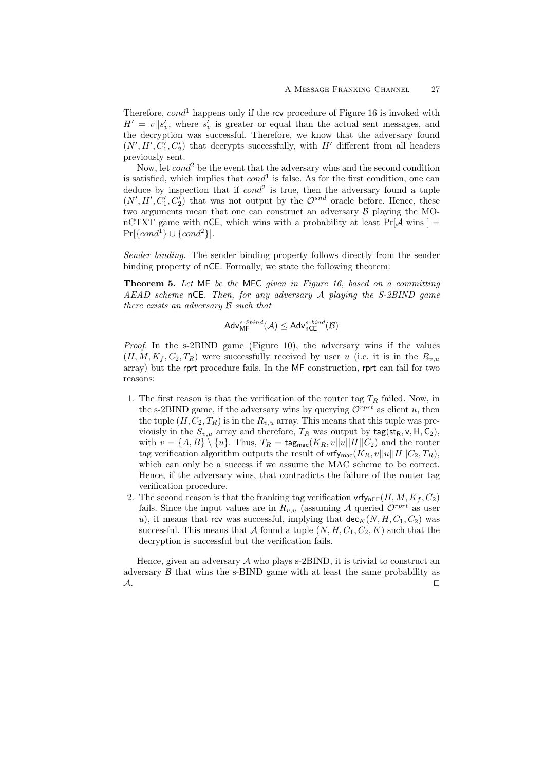Therefore, $cond^1$ happens only if the rcv procedure of Figure 16 is invoked with $H' = v||s'_v$, where $s'_v$ is greater or equal than the actual sent messages, and the decryption was successful. Therefore, we know that the adversary found $(N', H', C'_1, C'_2)$ that decrypts successfully, with $H'$ different from all headers previously sent.

Now, let $cond^2$ be the event that the adversary wins and the second condition is satisfied, which implies that $cond^1$ is false. As for the first condition, one can deduce by inspection that if $cond^2$ is true, then the adversary found a tuple $(N', H', C'_1, C'_2)$ that was not output by the $\mathcal{O}^{snd}$ oracle before. Hence, these two arguments mean that one can construct an adversary $\mathcal{B}$ playing the MO-nCTXT game with nCE, which wins with a probability at least $\Pr[\mathcal{A} \text{ wins }] = \Pr[\{cond^1\} \cup \{cond^2\}]$.

*Sender binding.* The sender binding property follows directly from the sender binding property of nCE. Formally, we state the following theorem:

**Theorem 5.** *Let* MF *be the* MFC *given in Figure 16, based on a committing AEAD scheme* nCE*. Then, for any adversary $\mathcal{A}$ playing the S-2BIND game there exists an adversary $\mathcal{B}$ such that*

$$\mathsf{Adv}_{\mathsf{MF}}^{s\text{-}2bind}(\mathcal{A}) \leq \mathsf{Adv}_{\mathsf{nCE}}^{s\text{-}bind}(\mathcal{B})$$

*Proof.* In the s-2BIND game (Figure 10), the adversary wins if the values $(H, M, K_f, C_2, T_R)$ were successfully received by user $u$ (i.e. it is in the $R_{v,u}$ array) but the rprt procedure fails. In the MF construction, rprt can fail for two reasons:

1. The first reason is that the verification of the router tag $T_R$ failed. Now, in the s-2BIND game, if the adversary wins by querying $\mathcal{O}^{rprt}$ as client $u$, then the tuple $(H, C_2, T_R)$ is in the $R_{v,u}$ array. This means that this tuple was previously in the $S_{v,u}$ array and therefore, $T_R$ was output by $\mathsf{tag}(\mathsf{st_R}, \mathsf{v}, \mathsf{H}, \mathsf{C_2})$, with $v = \{A, B\} \setminus \{u\}$. Thus, $T_R = \mathsf{tag}_{\mathsf{mac}}(K_R, v||u||H||C_2)$ and the router tag verification algorithm outputs the result of $\mathsf{vrfy}_{\mathsf{mac}}(K_R, v||u||H||C_2, T_R)$, which can only be a success if we assume the MAC scheme to be correct. Hence, if the adversary wins, that contradicts the failure of the router tag verification procedure.
2. The second reason is that the franking tag verification $\mathsf{vrfy}_{\mathsf{nCE}}(H, M, K_f, C_2)$ fails. Since the input values are in $R_{v,u}$ (assuming $\mathcal{A}$ queried $\mathcal{O}^{rprt}$ as user $u$), it means that rcv was successful, implying that $\mathsf{dec}_K(N, H, C_1, C_2)$ was successful. This means that $\mathcal{A}$ found a tuple $(N, H, C_1, C_2, K)$ such that the decryption is successful but the verification fails.

Hence, given an adversary $\mathcal{A}$ who plays s-2BIND, it is trivial to construct an adversary $\mathcal{B}$ that wins the s-BIND game with at least the same probability as $\mathcal{A}$. $\square$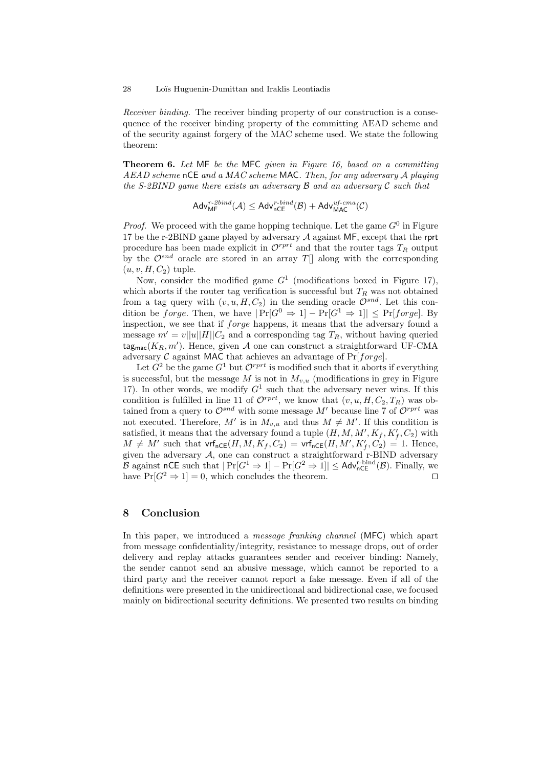*Receiver binding.* The receiver binding property of our construction is a consequence of the receiver binding property of the committing AEAD scheme and of the security against forgery of the MAC scheme used. We state the following theorem:

**Theorem 6.** *Let* MF *be the* MFC *given in Figure 16, based on a committing AEAD scheme* nCE *and a MAC scheme* MAC*. Then, for any adversary $\mathcal{A}$ playing the S-2BIND game there exists an adversary $\mathcal{B}$ and an adversary $\mathcal{C}$ such that*

$$\mathsf{Adv}^{r\text{-}2bind}_{\mathsf{MF}}(\mathcal{A}) \leq \mathsf{Adv}^{r\text{-}bind}_{\mathsf{nCE}}(\mathcal{B}) + \mathsf{Adv}^{uf\text{-}cma}_{\mathsf{MAC}}(\mathcal{C})$$

*Proof.* We proceed with the game hopping technique. Let the game $G^0$ in Figure 17 be the r-2BIND game played by adversary $\mathcal{A}$ against MF, except that the rprt procedure has been made explicit in $\mathcal{O}^{rprt}$ and that the router tags $T_R$ output by the $\mathcal{O}^{snd}$ oracle are stored in an array $T[]$ along with the corresponding $(u, v, H, C_2)$ tuple.

Now, consider the modified game $G^1$ (modifications boxed in Figure 17), which aborts if the router tag verification is successful but $T_R$ was not obtained from a tag query with $(v, u, H, C_2)$ in the sending oracle $\mathcal{O}^{snd}$. Let this condition be $forge$. Then, we have $|\Pr[G^0 \Rightarrow 1] - \Pr[G^1 \Rightarrow 1]| \leq \Pr[forge]$. By inspection, we see that if $forge$ happens, it means that the adversary found a message $m' = v||u||H||C_2$ and a corresponding tag $T_R$, without having queried $\mathsf{tag}_{\mathsf{mac}}(K_R, m')$. Hence, given $\mathcal{A}$ one can construct a straightforward UF-CMA adversary $\mathcal{C}$ against MAC that achieves an advantage of $\Pr[forge]$.

Let $G^2$ be the game $G^1$ but $\mathcal{O}^{rprt}$ is modified such that it aborts if everything is successful, but the message $M$ is not in $M_{v,u}$ (modifications in grey in Figure 17). In other words, we modify $G^1$ such that the adversary never wins. If this condition is fulfilled in line 11 of $\mathcal{O}^{rprt}$, we know that $(v, u, H, C_2, T_R)$ was obtained from a query to $\mathcal{O}^{snd}$ with some message $M'$ because line 7 of $\mathcal{O}^{rprt}$ was not executed. Therefore, $M'$ is in $M_{v,u}$ and thus $M \neq M'$. If this condition is satisfied, it means that the adversary found a tuple $(H, M, M', K_f, K'_f, C_2)$ with $M \neq M'$ such that $\mathsf{vrf}_{\mathsf{nCE}}(H, M, K_f, C_2) = \mathsf{vrf}_{\mathsf{nCE}}(H, M', K'_f, C_2) = 1$. Hence, given the adversary $\mathcal{A}$, one can construct a straightforward r-BIND adversary $\mathcal{B}$ against nCE such that $|\Pr[G^1 \Rightarrow 1] - \Pr[G^2 \Rightarrow 1]| \leq \mathsf{Adv}^{\text{r-bind}}_{\mathsf{nCE}}(\mathcal{B})$. Finally, we have $\Pr[G^2 \Rightarrow 1] = 0$, which concludes the theorem. $\square$

## 8 Conclusion

In this paper, we introduced a *message franking channel* (MFC) which apart from message confidentiality/integrity, resistance to message drops, out of order delivery and replay attacks guarantees sender and receiver binding: Namely, the sender cannot send an abusive message, which cannot be reported to a third party and the receiver cannot report a fake message. Even if all of the definitions were presented in the unidirectional and bidirectional case, we focused mainly on bidirectional security definitions. We presented two results on binding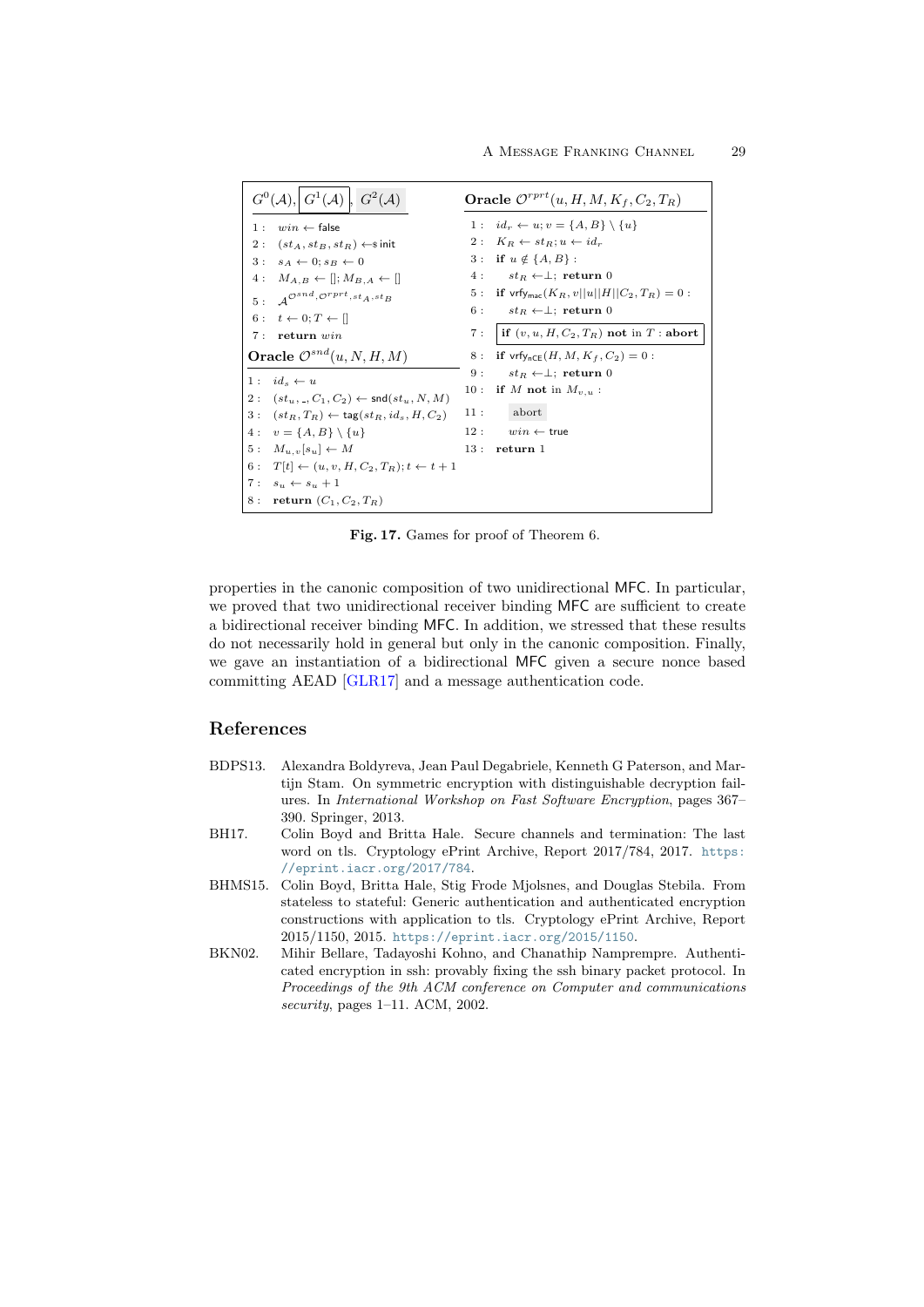| $G^0(\mathcal{A})$, $\boxed{G^1(\mathcal{A})}$, $G^2(\mathcal{A})$ | **Oracle** $\mathcal{O}^{rprt}(u, H, M, K_f, C_2, T_R)$ |
|---|---|
| 1 : $win \leftarrow \mathsf{false}$ | 1 : $id_r \leftarrow u; v = \{A, B\} \setminus \{u\}$ |
| 2 : $(st_A, st_B, st_R) \leftarrow\$ \mathsf{init}$ | 2 : $K_R \leftarrow st_R; u \leftarrow id_r$ |
| 3 : $s_A \leftarrow 0; s_B \leftarrow 0$ | 3 : **if** $u \notin \{A, B\}$ : |
| 4 : $M_{A,B} \leftarrow []; M_{B,A} \leftarrow []$ | 4 : $st_R \leftarrow \perp$; **return** 0 |
| 5 : $\mathcal{A}^{\mathcal{O}^{snd}, \mathcal{O}^{rprt}, st_A, st_B}$ | 5 : **if** $\mathsf{vrfy_{mac}}(K_R, v\|\|u\|\|H\|\|C_2, T_R) = 0$ : |
| 6 : $t \leftarrow 0; T \leftarrow []$ | 6 : $st_R \leftarrow \perp$; **return** 0 |
| 7 : **return** $win$ | 7 : $\boxed{\textbf{if } (v, u, H, C_2, T_R) \textbf{ not in } T : \textbf{abort}}$ |
| **Oracle** $\mathcal{O}^{snd}(u, N, H, M)$ | 8 : **if** $\mathsf{vrfy_{nCE}}(H, M, K_f, C_2) = 0$ : |
| 1 : $id_s \leftarrow u$ | 9 : $st_R \leftarrow \perp$; **return** 0 |
| 2 : $(st_u, \_, C_1, C_2) \leftarrow \mathsf{snd}(st_u, N, M)$ | 10 : **if** $M$ **not** in $M_{v,u}$ : |
| 3 : $(st_R, T_R) \leftarrow \mathsf{tag}(st_R, id_s, H, C_2)$ | 11 : abort |
| 4 : $v = \{A, B\} \setminus \{u\}$ | 12 : $win \leftarrow \mathsf{true}$ |
| 5 : $M_{u,v}[s_u] \leftarrow M$ | 13 : **return** 1 |
| 6 : $T[t] \leftarrow (u, v, H, C_2, T_R); t \leftarrow t+1$ | |
| 7 : $s_u \leftarrow s_u + 1$ | |
| 8 : **return** $(C_1, C_2, T_R)$ | |

**Fig. 17.** Games for proof of Theorem 6.

properties in the canonic composition of two unidirectional MFC. In particular, we proved that two unidirectional receiver binding MFC are sufficient to create a bidirectional receiver binding MFC. In addition, we stressed that these results do not necessarily hold in general but only in the canonic composition. Finally, we gave an instantiation of a bidirectional MFC given a secure nonce based committing AEAD [GLR17] and a message authentication code.

## References

- BDPS13. Alexandra Boldyreva, Jean Paul Degabriele, Kenneth G Paterson, and Martijn Stam. On symmetric encryption with distinguishable decryption failures. In *International Workshop on Fast Software Encryption*, pages 367–390. Springer, 2013.
- BH17. Colin Boyd and Britta Hale. Secure channels and termination: The last word on tls. Cryptology ePrint Archive, Report 2017/784, 2017. https://eprint.iacr.org/2017/784.
- BHMS15. Colin Boyd, Britta Hale, Stig Frode Mjolsnes, and Douglas Stebila. From stateless to stateful: Generic authentication and authenticated encryption constructions with application to tls. Cryptology ePrint Archive, Report 2015/1150, 2015. https://eprint.iacr.org/2015/1150.
- BKN02. Mihir Bellare, Tadayoshi Kohno, and Chanathip Namprempre. Authenticated encryption in ssh: provably fixing the ssh binary packet protocol. In *Proceedings of the 9th ACM conference on Computer and communications security*, pages 1–11. ACM, 2002.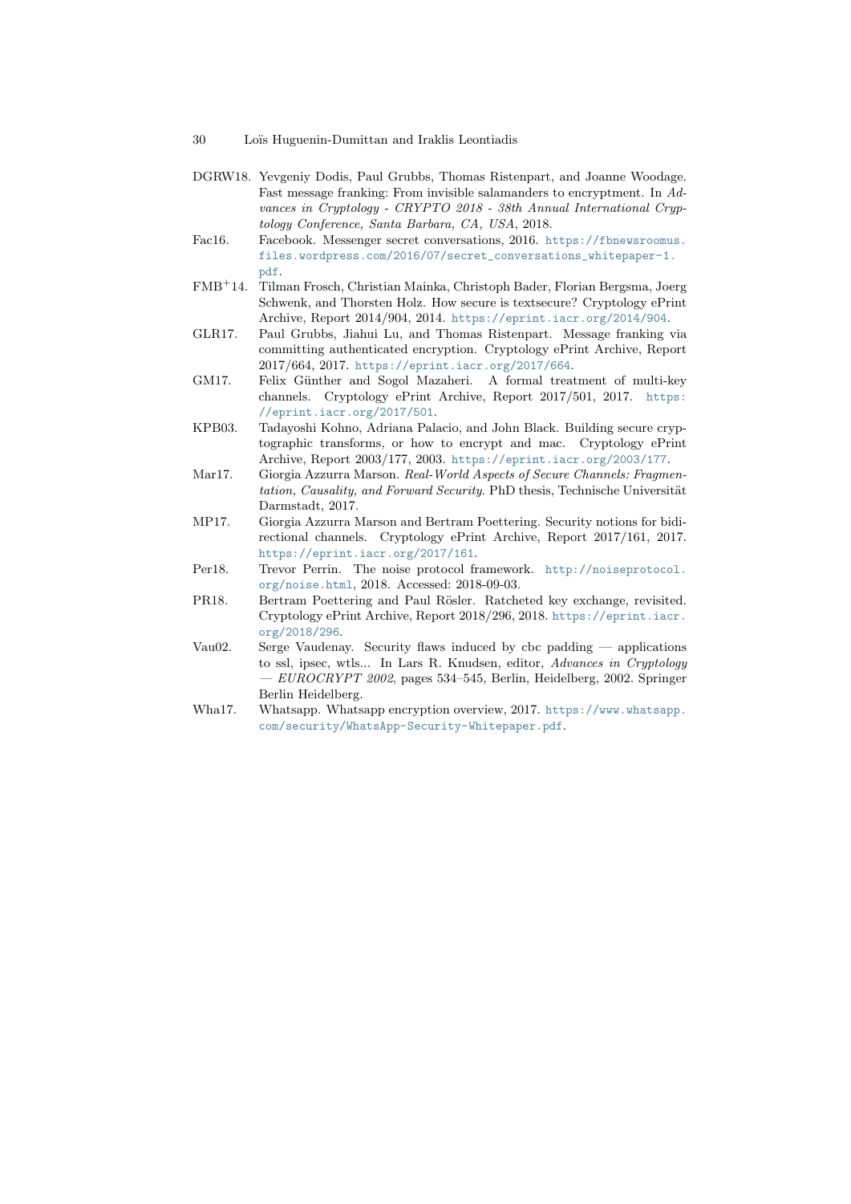DGRW18. Yevgeniy Dodis, Paul Grubbs, Thomas Ristenpart, and Joanne Woodage. Fast message franking: From invisible salamanders to encryptment. In *Advances in Cryptology - CRYPTO 2018 - 38th Annual International Cryptology Conference, Santa Barbara, CA, USA*, 2018.

Fac16. Facebook. Messenger secret conversations, 2016. https://fbnewsroomus.files.wordpress.com/2016/07/secret_conversations_whitepaper-1.pdf.

FMB+14. Tilman Frosch, Christian Mainka, Christoph Bader, Florian Bergsma, Joerg Schwenk, and Thorsten Holz. How secure is textsecure? Cryptology ePrint Archive, Report 2014/904, 2014. https://eprint.iacr.org/2014/904.

GLR17. Paul Grubbs, Jiahui Lu, and Thomas Ristenpart. Message franking via committing authenticated encryption. Cryptology ePrint Archive, Report 2017/664, 2017. https://eprint.iacr.org/2017/664.

GM17. Felix Günther and Sogol Mazaheri. A formal treatment of multi-key channels. Cryptology ePrint Archive, Report 2017/501, 2017. https://eprint.iacr.org/2017/501.

KPB03. Tadayoshi Kohno, Adriana Palacio, and John Black. Building secure cryptographic transforms, or how to encrypt and mac. Cryptology ePrint Archive, Report 2003/177, 2003. https://eprint.iacr.org/2003/177.

Mar17. Giorgia Azzurra Marson. *Real-World Aspects of Secure Channels: Fragmentation, Causality, and Forward Security*. PhD thesis, Technische Universität Darmstadt, 2017.

MP17. Giorgia Azzurra Marson and Bertram Poettering. Security notions for bidirectional channels. Cryptology ePrint Archive, Report 2017/161, 2017. https://eprint.iacr.org/2017/161.

Per18. Trevor Perrin. The noise protocol framework. http://noiseprotocol.org/noise.html, 2018. Accessed: 2018-09-03.

PR18. Bertram Poettering and Paul Rösler. Ratcheted key exchange, revisited. Cryptology ePrint Archive, Report 2018/296, 2018. https://eprint.iacr.org/2018/296.

Vau02. Serge Vaudenay. Security flaws induced by cbc padding — applications to ssl, ipsec, wtls... In Lars R. Knudsen, editor, *Advances in Cryptology — EUROCRYPT 2002*, pages 534–545, Berlin, Heidelberg, 2002. Springer Berlin Heidelberg.

Wha17. Whatsapp. Whatsapp encryption overview, 2017. https://www.whatsapp.com/security/WhatsApp-Security-Whitepaper.pdf.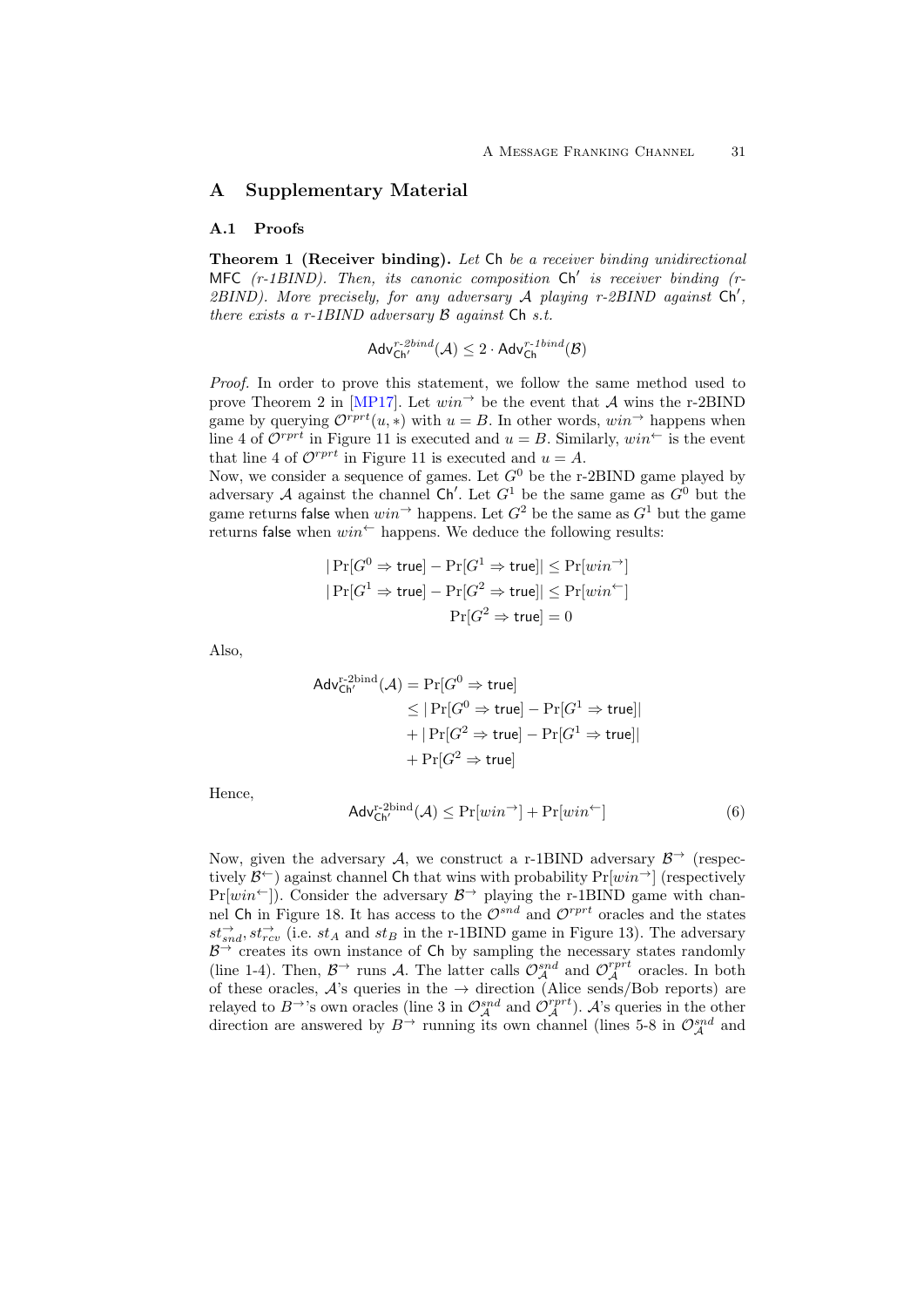## A Supplementary Material

### A.1 Proofs

**Theorem 1 (Receiver binding).** *Let* Ch *be a receiver binding unidirectional* MFC *(r-1BIND). Then, its canonic composition* Ch′ *is receiver binding (r-2BIND). More precisely, for any adversary $\mathcal{A}$ playing r-2BIND against* Ch′*, there exists a r-1BIND adversary $\mathcal{B}$ against* Ch *s.t.*

$$\mathsf{Adv}^{r\text{-}2bind}_{\mathsf{Ch'}}(\mathcal{A}) \leq 2 \cdot \mathsf{Adv}^{r\text{-}1bind}_{\mathsf{Ch}}(\mathcal{B})$$

*Proof.* In order to prove this statement, we follow the same method used to prove Theorem 2 in [MP17]. Let $win^{\rightarrow}$ be the event that $\mathcal{A}$ wins the r-2BIND game by querying $\mathcal{O}^{rprt}(u,*)$ with $u = B$. In other words, $win^{\rightarrow}$ happens when line 4 of $\mathcal{O}^{rprt}$ in Figure 11 is executed and $u = B$. Similarly, $win^{\leftarrow}$ is the event that line 4 of $\mathcal{O}^{rprt}$ in Figure 11 is executed and $u = A$.
Now, we consider a sequence of games. Let $G^0$ be the r-2BIND game played by adversary $\mathcal{A}$ against the channel Ch′. Let $G^1$ be the same game as $G^0$ but the game returns false when $win^{\rightarrow}$ happens. Let $G^2$ be the same as $G^1$ but the game returns false when $win^{\leftarrow}$ happens. We deduce the following results:

$$|\Pr[G^0 \Rightarrow \mathsf{true}] - \Pr[G^1 \Rightarrow \mathsf{true}]| \leq \Pr[win^{\rightarrow}]$$
$$|\Pr[G^1 \Rightarrow \mathsf{true}] - \Pr[G^2 \Rightarrow \mathsf{true}]| \leq \Pr[win^{\leftarrow}]$$
$$\Pr[G^2 \Rightarrow \mathsf{true}] = 0$$

Also,

$$\begin{aligned}\mathsf{Adv}^{\text{r-2bind}}_{\mathsf{Ch'}}(\mathcal{A}) &= \Pr[G^0 \Rightarrow \mathsf{true}] \\ &\leq |\Pr[G^0 \Rightarrow \mathsf{true}] - \Pr[G^1 \Rightarrow \mathsf{true}]| \\ &+ |\Pr[G^2 \Rightarrow \mathsf{true}] - \Pr[G^1 \Rightarrow \mathsf{true}]| \\ &+ \Pr[G^2 \Rightarrow \mathsf{true}]\end{aligned}$$

Hence,

$$\mathsf{Adv}^{\text{r-2bind}}_{\mathsf{Ch'}}(\mathcal{A}) \leq \Pr[win^{\rightarrow}] + \Pr[win^{\leftarrow}] \tag{6}$$

Now, given the adversary $\mathcal{A}$, we construct a r-1BIND adversary $\mathcal{B}^{\rightarrow}$ (respectively $\mathcal{B}^{\leftarrow}$) against channel Ch that wins with probability $\Pr[win^{\rightarrow}]$ (respectively $\Pr[win^{\leftarrow}]$). Consider the adversary $\mathcal{B}^{\rightarrow}$ playing the r-1BIND game with channel Ch in Figure 18. It has access to the $\mathcal{O}^{snd}$ and $\mathcal{O}^{rprt}$ oracles and the states $st^{\rightarrow}_{snd}, st^{\rightarrow}_{rcv}$ (i.e. $st_A$ and $st_B$ in the r-1BIND game in Figure 13). The adversary $\mathcal{B}^{\rightarrow}$ creates its own instance of Ch by sampling the necessary states randomly (line 1-4). Then, $\mathcal{B}^{\rightarrow}$ runs $\mathcal{A}$. The latter calls $\mathcal{O}^{snd}_{\mathcal{A}}$ and $\mathcal{O}^{rprt}_{\mathcal{A}}$ oracles. In both of these oracles, $\mathcal{A}$'s queries in the $\rightarrow$ direction (Alice sends/Bob reports) are relayed to $B^{\rightarrow}$'s own oracles (line 3 in $\mathcal{O}^{snd}_{\mathcal{A}}$ and $\mathcal{O}^{rprt}_{\mathcal{A}}$). $\mathcal{A}$'s queries in the other direction are answered by $B^{\rightarrow}$ running its own channel (lines 5-8 in $\mathcal{O}^{snd}_{\mathcal{A}}$ and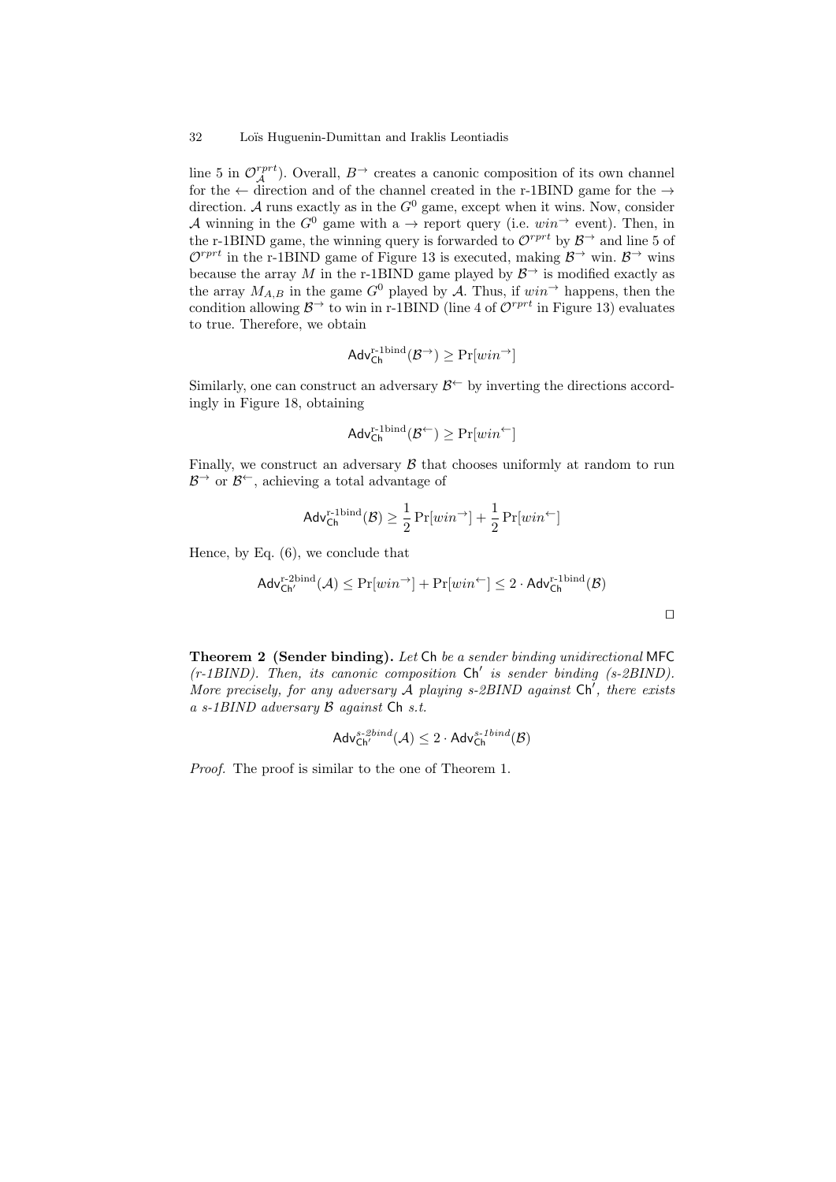line 5 in $\mathcal{O}^{rprt}_{\mathcal{A}}$). Overall, $B^{\rightarrow}$ creates a canonic composition of its own channel for the $\leftarrow$ direction and of the channel created in the r-1BIND game for the $\rightarrow$ direction. $\mathcal{A}$ runs exactly as in the $G^0$ game, except when it wins. Now, consider $\mathcal{A}$ winning in the $G^0$ game with a $\rightarrow$ report query (i.e. $win^{\rightarrow}$ event). Then, in the r-1BIND game, the winning query is forwarded to $\mathcal{O}^{rprt}$ by $\mathcal{B}^{\rightarrow}$ and line 5 of $\mathcal{O}^{rprt}$ in the r-1BIND game of Figure 13 is executed, making $\mathcal{B}^{\rightarrow}$ win. $\mathcal{B}^{\rightarrow}$ wins because the array $M$ in the r-1BIND game played by $\mathcal{B}^{\rightarrow}$ is modified exactly as the array $M_{A,B}$ in the game $G^0$ played by $\mathcal{A}$. Thus, if $win^{\rightarrow}$ happens, then the condition allowing $\mathcal{B}^{\rightarrow}$ to win in r-1BIND (line 4 of $\mathcal{O}^{rprt}$ in Figure 13) evaluates to true. Therefore, we obtain

$$\mathsf{Adv}^{\text{r-1bind}}_{\mathsf{Ch}}(\mathcal{B}^{\rightarrow}) \geq \Pr[win^{\rightarrow}]$$

Similarly, one can construct an adversary $\mathcal{B}^{\leftarrow}$ by inverting the directions accordingly in Figure 18, obtaining

$$\mathsf{Adv}^{\text{r-1bind}}_{\mathsf{Ch}}(\mathcal{B}^{\leftarrow}) \geq \Pr[win^{\leftarrow}]$$

Finally, we construct an adversary $\mathcal{B}$ that chooses uniformly at random to run $\mathcal{B}^{\rightarrow}$ or $\mathcal{B}^{\leftarrow}$, achieving a total advantage of

$$\mathsf{Adv}^{\text{r-1bind}}_{\mathsf{Ch}}(\mathcal{B}) \geq \frac{1}{2}\Pr[win^{\rightarrow}] + \frac{1}{2}\Pr[win^{\leftarrow}]$$

Hence, by Eq. (6), we conclude that

$$\mathsf{Adv}^{\text{r-2bind}}_{\mathsf{Ch}'}(\mathcal{A}) \leq \Pr[win^{\rightarrow}] + \Pr[win^{\leftarrow}] \leq 2 \cdot \mathsf{Adv}^{\text{r-1bind}}_{\mathsf{Ch}}(\mathcal{B})$$

□

**Theorem 2 (Sender binding).** *Let* Ch *be a sender binding unidirectional* MFC *(r-1BIND). Then, its canonic composition* Ch′ *is sender binding (s-2BIND). More precisely, for any adversary* $\mathcal{A}$ *playing s-2BIND against* Ch′*, there exists a s-1BIND adversary* $\mathcal{B}$ *against* Ch *s.t.*

$$\mathsf{Adv}^{s\text{-}2bind}_{\mathsf{Ch}'}(\mathcal{A}) \leq 2 \cdot \mathsf{Adv}^{s\text{-}1bind}_{\mathsf{Ch}}(\mathcal{B})$$

*Proof.* The proof is similar to the one of Theorem 1.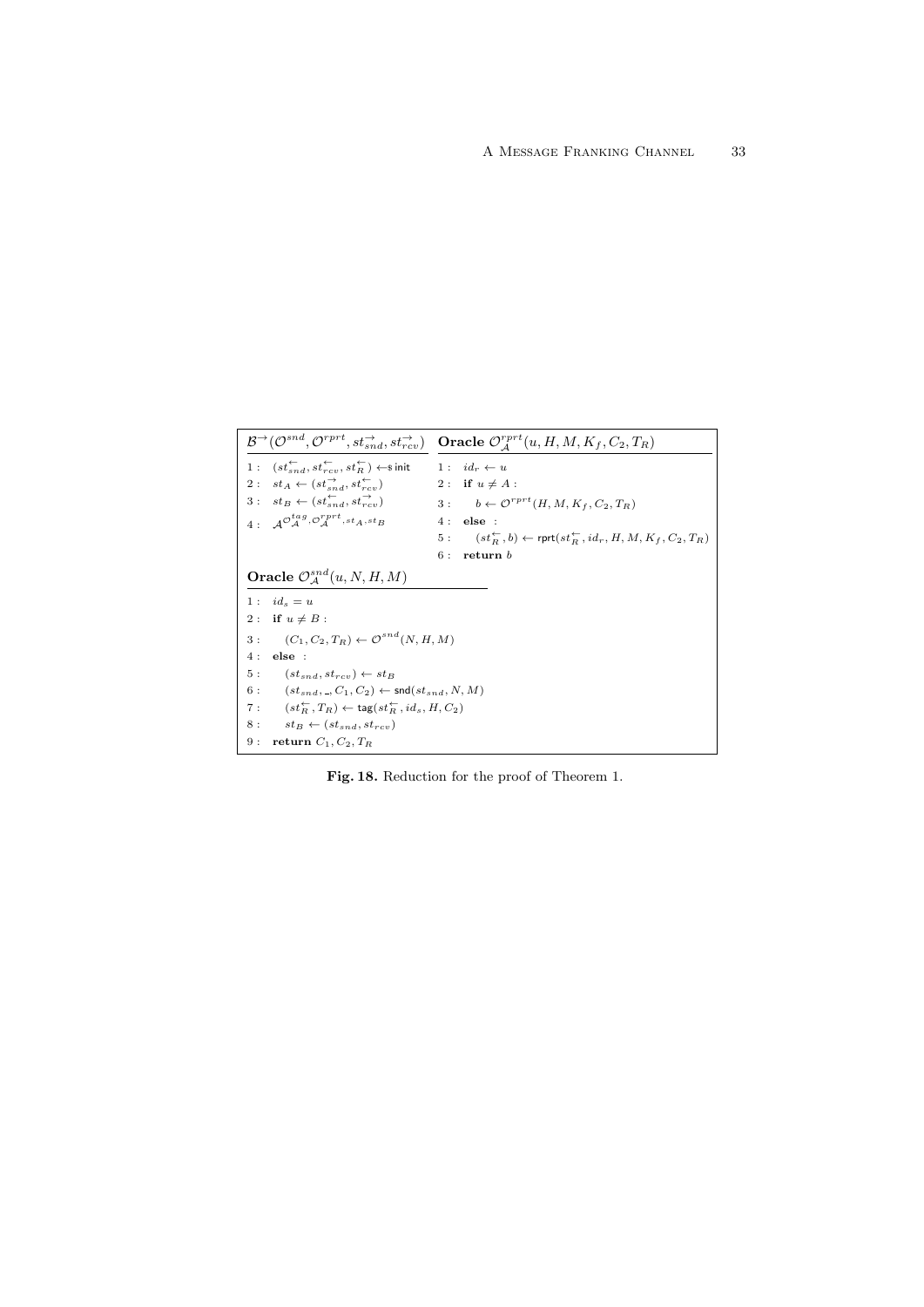**$\mathcal{B}^{\rightarrow}(\mathcal{O}^{snd}, \mathcal{O}^{rprt}, st^{\rightarrow}_{snd}, st^{\rightarrow}_{rcv})$**

```
1 :  (st←_snd, st←_rcv, st←_R) ←$ init
2 :  st_A ← (st→_snd, st←_rcv)
3 :  st_B ← (st←_snd, st→_rcv)
4 :  A^{O^tag_A, O^rprt_A, st_A, st_B}
```

**Oracle $\mathcal{O}^{rprt}_{\mathcal{A}}(u, H, M, K_f, C_2, T_R)$**

```
1 :  id_r ← u
2 :  if u ≠ A :
3 :      b ← O^rprt(H, M, K_f, C_2, T_R)
4 :  else :
5 :      (st←_R, b) ← rprt(st←_R, id_r, H, M, K_f, C_2, T_R)
6 :  return b
```

**Oracle $\mathcal{O}^{snd}_{\mathcal{A}}(u, N, H, M)$**

```
1 :  id_s = u
2 :  if u ≠ B :
3 :      (C_1, C_2, T_R) ← O^snd(N, H, M)
4 :  else :
5 :      (st_snd, st_rcv) ← st_B
6 :      (st_snd, _, C_1, C_2) ← snd(st_snd, N, M)
7 :      (st←_R, T_R) ← tag(st←_R, id_s, H, C_2)
8 :      st_B ← (st_snd, st_rcv)
9 :  return C_1, C_2, T_R
```

**Fig. 18.** Reduction for the proof of Theorem 1.